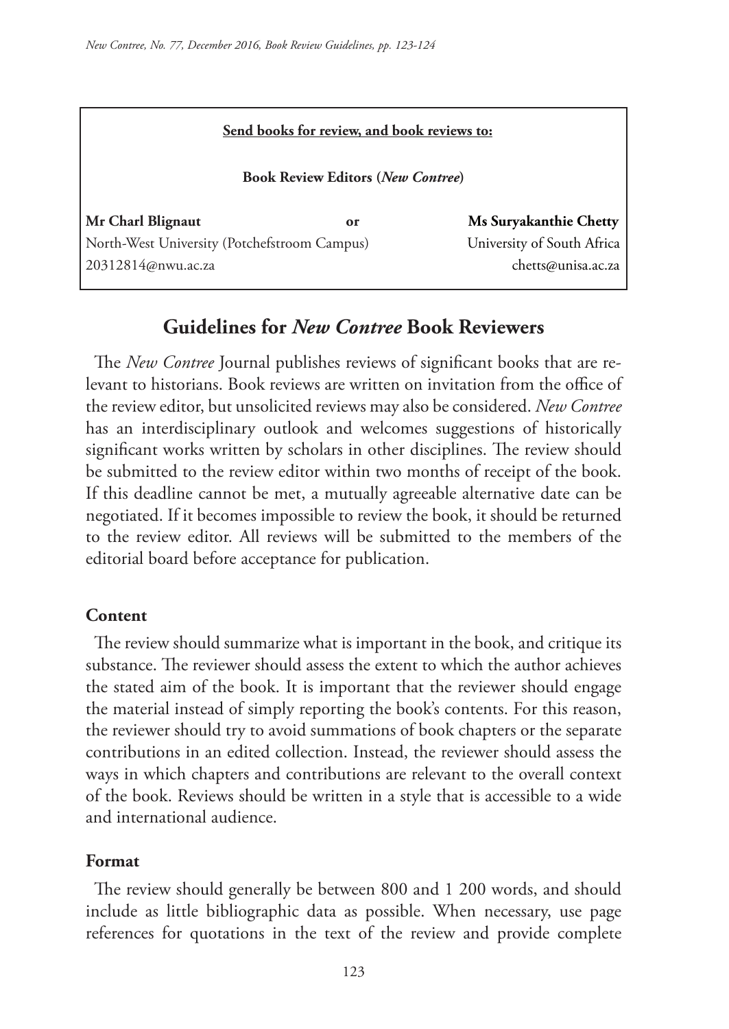**Send books for review, and book reviews to:**

**Book Review Editors (*New Contree*)**

| **Mr Charl Blignaut** | or | **Ms Suryakanthie Chetty** |
| --- | --- | --- |
| North-West University (Potchefstroom Campus) | | University of South Africa |
| 20312814@nwu.ac.za | | chetts@unisa.ac.za |

# Guidelines for *New Contree* Book Reviewers

The *New Contree* Journal publishes reviews of significant books that are relevant to historians. Book reviews are written on invitation from the office of the review editor, but unsolicited reviews may also be considered. *New Contree* has an interdisciplinary outlook and welcomes suggestions of historically significant works written by scholars in other disciplines. The review should be submitted to the review editor within two months of receipt of the book. If this deadline cannot be met, a mutually agreeable alternative date can be negotiated. If it becomes impossible to review the book, it should be returned to the review editor. All reviews will be submitted to the members of the editorial board before acceptance for publication.

## Content

The review should summarize what is important in the book, and critique its substance. The reviewer should assess the extent to which the author achieves the stated aim of the book. It is important that the reviewer should engage the material instead of simply reporting the book's contents. For this reason, the reviewer should try to avoid summations of book chapters or the separate contributions in an edited collection. Instead, the reviewer should assess the ways in which chapters and contributions are relevant to the overall context of the book. Reviews should be written in a style that is accessible to a wide and international audience.

## Format

The review should generally be between 800 and 1 200 words, and should include as little bibliographic data as possible. When necessary, use page references for quotations in the text of the review and provide complete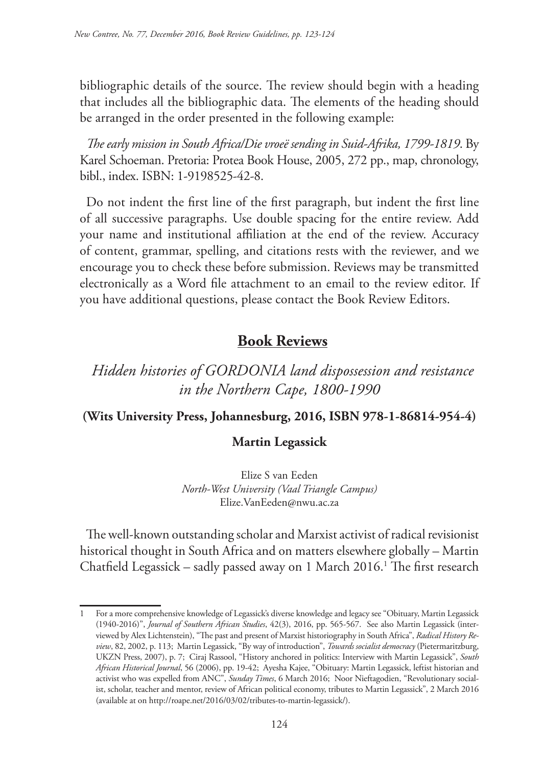bibliographic details of the source. The review should begin with a heading that includes all the bibliographic data. The elements of the heading should be arranged in the order presented in the following example:

*The early mission in South Africa/Die vroeë sending in Suid-Afrika, 1799-1819*. By Karel Schoeman. Pretoria: Protea Book House, 2005, 272 pp., map, chronology, bibl., index. ISBN: 1-9198525-42-8.

Do not indent the first line of the first paragraph, but indent the first line of all successive paragraphs. Use double spacing for the entire review. Add your name and institutional affiliation at the end of the review. Accuracy of content, grammar, spelling, and citations rests with the reviewer, and we encourage you to check these before submission. Reviews may be transmitted electronically as a Word file attachment to an email to the review editor. If you have additional questions, please contact the Book Review Editors.

# Book Reviews

## *Hidden histories of GORDONIA land dispossession and resistance in the Northern Cape, 1800-1990*

**(Wits University Press, Johannesburg, 2016, ISBN 978-1-86814-954-4)**

**Martin Legassick**

Elize S van Eeden
*North-West University (Vaal Triangle Campus)*
Elize.VanEeden@nwu.ac.za

The well-known outstanding scholar and Marxist activist of radical revisionist historical thought in South Africa and on matters elsewhere globally – Martin Chatfield Legassick – sadly passed away on 1 March 2016.[1] The first research

---

1 For a more comprehensive knowledge of Legassick's diverse knowledge and legacy see "Obituary, Martin Legassick (1940-2016)", *Journal of Southern African Studies*, 42(3), 2016, pp. 565-567. See also Martin Legassick (interviewed by Alex Lichtenstein), "The past and present of Marxist historiography in South Africa", *Radical History Review*, 82, 2002, p. 113; Martin Legassick, "By way of introduction", *Towards socialist democracy* (Pietermaritzburg, UKZN Press, 2007), p. 7; Ciraj Rassool, "History anchored in politics: Interview with Martin Legassick", *South African Historical Journal*, 56 (2006), pp. 19-42; Ayesha Kajee, "Obituary: Martin Legassick, leftist historian and activist who was expelled from ANC", *Sunday Times*, 6 March 2016; Noor Nieftagodien, "Revolutionary socialist, scholar, teacher and mentor, review of African political economy, tributes to Martin Legassick", 2 March 2016 (available at on http://roape.net/2016/03/02/tributes-to-martin-legassick/).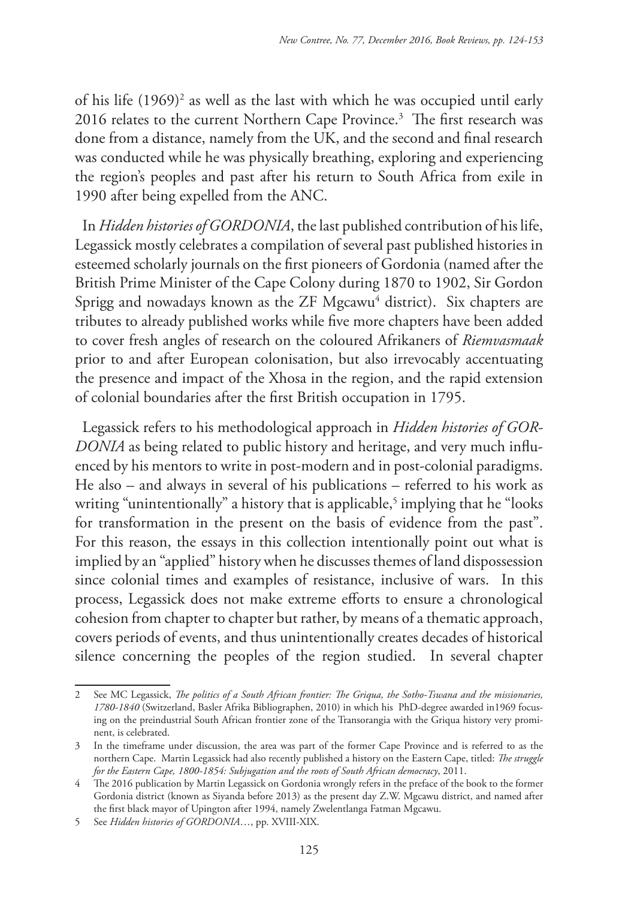of his life (1969)[2] as well as the last with which he was occupied until early 2016 relates to the current Northern Cape Province.[3] The first research was done from a distance, namely from the UK, and the second and final research was conducted while he was physically breathing, exploring and experiencing the region's peoples and past after his return to South Africa from exile in 1990 after being expelled from the ANC.

In *Hidden histories of GORDONIA*, the last published contribution of his life, Legassick mostly celebrates a compilation of several past published histories in esteemed scholarly journals on the first pioneers of Gordonia (named after the British Prime Minister of the Cape Colony during 1870 to 1902, Sir Gordon Sprigg and nowadays known as the ZF Mgcawu[4] district). Six chapters are tributes to already published works while five more chapters have been added to cover fresh angles of research on the coloured Afrikaners of *Riemvasmaak* prior to and after European colonisation, but also irrevocably accentuating the presence and impact of the Xhosa in the region, and the rapid extension of colonial boundaries after the first British occupation in 1795.

Legassick refers to his methodological approach in *Hidden histories of GORDONIA* as being related to public history and heritage, and very much influenced by his mentors to write in post-modern and in post-colonial paradigms. He also – and always in several of his publications – referred to his work as writing "unintentionally" a history that is applicable,[5] implying that he "looks for transformation in the present on the basis of evidence from the past". For this reason, the essays in this collection intentionally point out what is implied by an "applied" history when he discusses themes of land dispossession since colonial times and examples of resistance, inclusive of wars. In this process, Legassick does not make extreme efforts to ensure a chronological cohesion from chapter to chapter but rather, by means of a thematic approach, covers periods of events, and thus unintentionally creates decades of historical silence concerning the peoples of the region studied. In several chapter

---

2 See MC Legassick, *The politics of a South African frontier: The Griqua, the Sotho-Tswana and the missionaries, 1780-1840* (Switzerland, Basler Afrika Bibliographen, 2010) in which his PhD-degree awarded in1969 focusing on the preindustrial South African frontier zone of the Transorangia with the Griqua history very prominent, is celebrated.

3 In the timeframe under discussion, the area was part of the former Cape Province and is referred to as the northern Cape. Martin Legassick had also recently published a history on the Eastern Cape, titled: *The struggle for the Eastern Cape, 1800-1854: Subjugation and the roots of South African democracy*, 2011.

4 The 2016 publication by Martin Legassick on Gordonia wrongly refers in the preface of the book to the former Gordonia district (known as Siyanda before 2013) as the present day Z.W. Mgcawu district, and named after the first black mayor of Upington after 1994, namely Zwelentlanga Fatman Mgcawu.

5 See *Hidden histories of GORDONIA*…, pp. XVIII-XIX.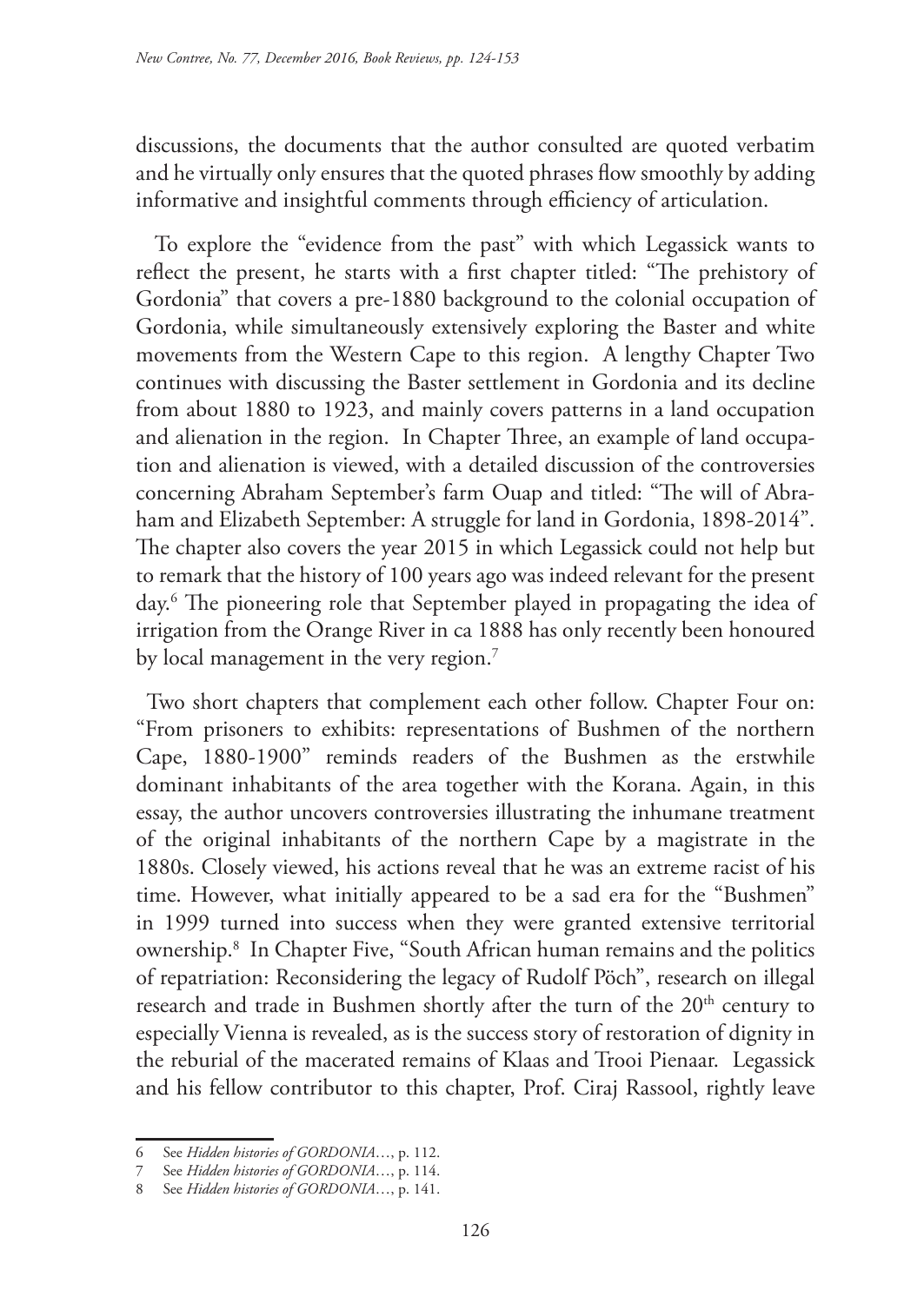discussions, the documents that the author consulted are quoted verbatim and he virtually only ensures that the quoted phrases flow smoothly by adding informative and insightful comments through efficiency of articulation.

To explore the "evidence from the past" with which Legassick wants to reflect the present, he starts with a first chapter titled: "The prehistory of Gordonia" that covers a pre-1880 background to the colonial occupation of Gordonia, while simultaneously extensively exploring the Baster and white movements from the Western Cape to this region. A lengthy Chapter Two continues with discussing the Baster settlement in Gordonia and its decline from about 1880 to 1923, and mainly covers patterns in a land occupation and alienation in the region. In Chapter Three, an example of land occupation and alienation is viewed, with a detailed discussion of the controversies concerning Abraham September's farm Ouap and titled: "The will of Abraham and Elizabeth September: A struggle for land in Gordonia, 1898-2014". The chapter also covers the year 2015 in which Legassick could not help but to remark that the history of 100 years ago was indeed relevant for the present day.[6] The pioneering role that September played in propagating the idea of irrigation from the Orange River in ca 1888 has only recently been honoured by local management in the very region.[7]

Two short chapters that complement each other follow. Chapter Four on: "From prisoners to exhibits: representations of Bushmen of the northern Cape, 1880-1900" reminds readers of the Bushmen as the erstwhile dominant inhabitants of the area together with the Korana. Again, in this essay, the author uncovers controversies illustrating the inhumane treatment of the original inhabitants of the northern Cape by a magistrate in the 1880s. Closely viewed, his actions reveal that he was an extreme racist of his time. However, what initially appeared to be a sad era for the "Bushmen" in 1999 turned into success when they were granted extensive territorial ownership.[8] In Chapter Five, "South African human remains and the politics of repatriation: Reconsidering the legacy of Rudolf Pöch", research on illegal research and trade in Bushmen shortly after the turn of the 20th century to especially Vienna is revealed, as is the success story of restoration of dignity in the reburial of the macerated remains of Klaas and Trooi Pienaar. Legassick and his fellow contributor to this chapter, Prof. Ciraj Rassool, rightly leave

---

6 See *Hidden histories of GORDONIA*…, p. 112.

7 See *Hidden histories of GORDONIA*…, p. 114.

8 See *Hidden histories of GORDONIA*…, p. 141.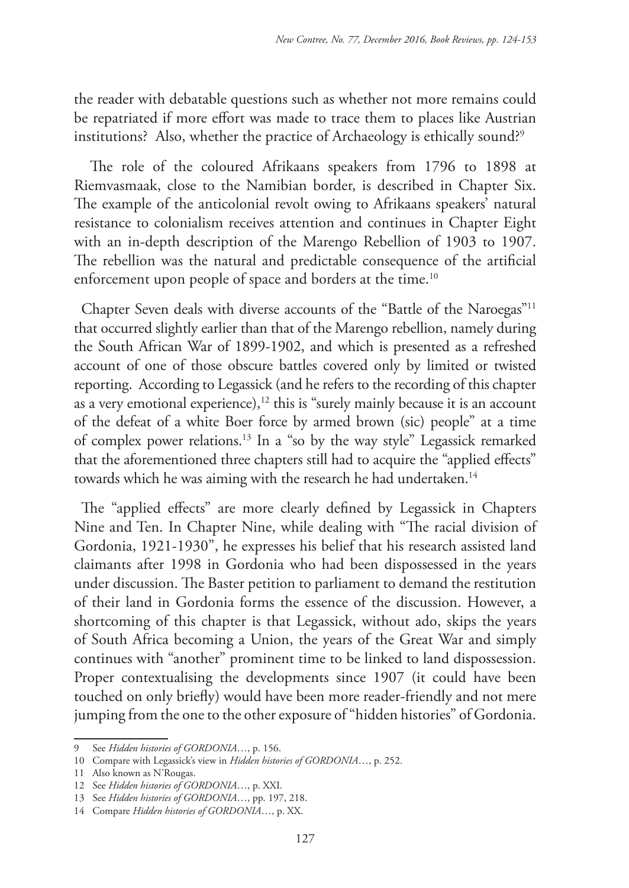the reader with debatable questions such as whether not more remains could be repatriated if more effort was made to trace them to places like Austrian institutions? Also, whether the practice of Archaeology is ethically sound?[9]

The role of the coloured Afrikaans speakers from 1796 to 1898 at Riemvasmaak, close to the Namibian border, is described in Chapter Six. The example of the anticolonial revolt owing to Afrikaans speakers' natural resistance to colonialism receives attention and continues in Chapter Eight with an in-depth description of the Marengo Rebellion of 1903 to 1907. The rebellion was the natural and predictable consequence of the artificial enforcement upon people of space and borders at the time.[10]

Chapter Seven deals with diverse accounts of the "Battle of the Naroegas"[11] that occurred slightly earlier than that of the Marengo rebellion, namely during the South African War of 1899-1902, and which is presented as a refreshed account of one of those obscure battles covered only by limited or twisted reporting. According to Legassick (and he refers to the recording of this chapter as a very emotional experience),[12] this is "surely mainly because it is an account of the defeat of a white Boer force by armed brown (sic) people" at a time of complex power relations.[13] In a "so by the way style" Legassick remarked that the aforementioned three chapters still had to acquire the "applied effects" towards which he was aiming with the research he had undertaken.[14]

The "applied effects" are more clearly defined by Legassick in Chapters Nine and Ten. In Chapter Nine, while dealing with "The racial division of Gordonia, 1921-1930", he expresses his belief that his research assisted land claimants after 1998 in Gordonia who had been dispossessed in the years under discussion. The Baster petition to parliament to demand the restitution of their land in Gordonia forms the essence of the discussion. However, a shortcoming of this chapter is that Legassick, without ado, skips the years of South Africa becoming a Union, the years of the Great War and simply continues with "another" prominent time to be linked to land dispossession. Proper contextualising the developments since 1907 (it could have been touched on only briefly) would have been more reader-friendly and not mere jumping from the one to the other exposure of "hidden histories" of Gordonia.

---

9 See *Hidden histories of GORDONIA*…, p. 156.

10 Compare with Legassick's view in *Hidden histories of GORDONIA*…, p. 252.

11 Also known as N'Rougas.

12 See *Hidden histories of GORDONIA*…, p. XXI.

13 See *Hidden histories of GORDONIA*…, pp. 197, 218.

14 Compare *Hidden histories of GORDONIA*…, p. XX.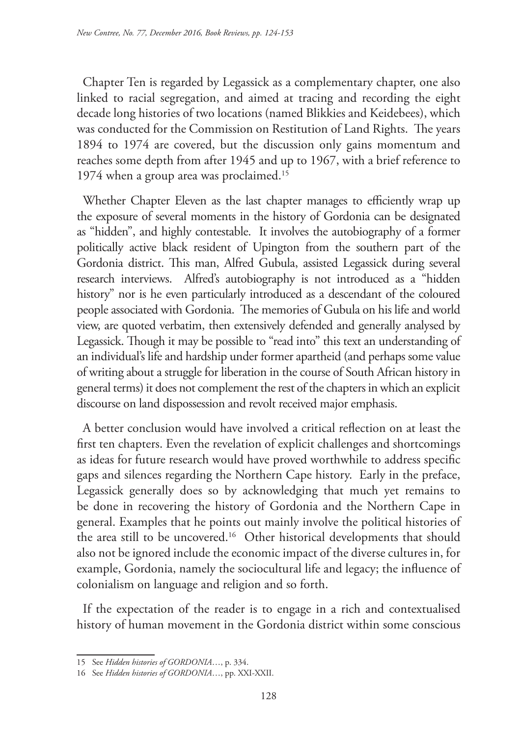Chapter Ten is regarded by Legassick as a complementary chapter, one also linked to racial segregation, and aimed at tracing and recording the eight decade long histories of two locations (named Blikkies and Keidebees), which was conducted for the Commission on Restitution of Land Rights. The years 1894 to 1974 are covered, but the discussion only gains momentum and reaches some depth from after 1945 and up to 1967, with a brief reference to 1974 when a group area was proclaimed.[15]

Whether Chapter Eleven as the last chapter manages to efficiently wrap up the exposure of several moments in the history of Gordonia can be designated as "hidden", and highly contestable. It involves the autobiography of a former politically active black resident of Upington from the southern part of the Gordonia district. This man, Alfred Gubula, assisted Legassick during several research interviews. Alfred's autobiography is not introduced as a "hidden history" nor is he even particularly introduced as a descendant of the coloured people associated with Gordonia. The memories of Gubula on his life and world view, are quoted verbatim, then extensively defended and generally analysed by Legassick. Though it may be possible to "read into" this text an understanding of an individual's life and hardship under former apartheid (and perhaps some value of writing about a struggle for liberation in the course of South African history in general terms) it does not complement the rest of the chapters in which an explicit discourse on land dispossession and revolt received major emphasis.

A better conclusion would have involved a critical reflection on at least the first ten chapters. Even the revelation of explicit challenges and shortcomings as ideas for future research would have proved worthwhile to address specific gaps and silences regarding the Northern Cape history. Early in the preface, Legassick generally does so by acknowledging that much yet remains to be done in recovering the history of Gordonia and the Northern Cape in general. Examples that he points out mainly involve the political histories of the area still to be uncovered.[16] Other historical developments that should also not be ignored include the economic impact of the diverse cultures in, for example, Gordonia, namely the sociocultural life and legacy; the influence of colonialism on language and religion and so forth.

If the expectation of the reader is to engage in a rich and contextualised history of human movement in the Gordonia district within some conscious

---

15 See *Hidden histories of GORDONIA*…, p. 334.

16 See *Hidden histories of GORDONIA*…, pp. XXI-XXII.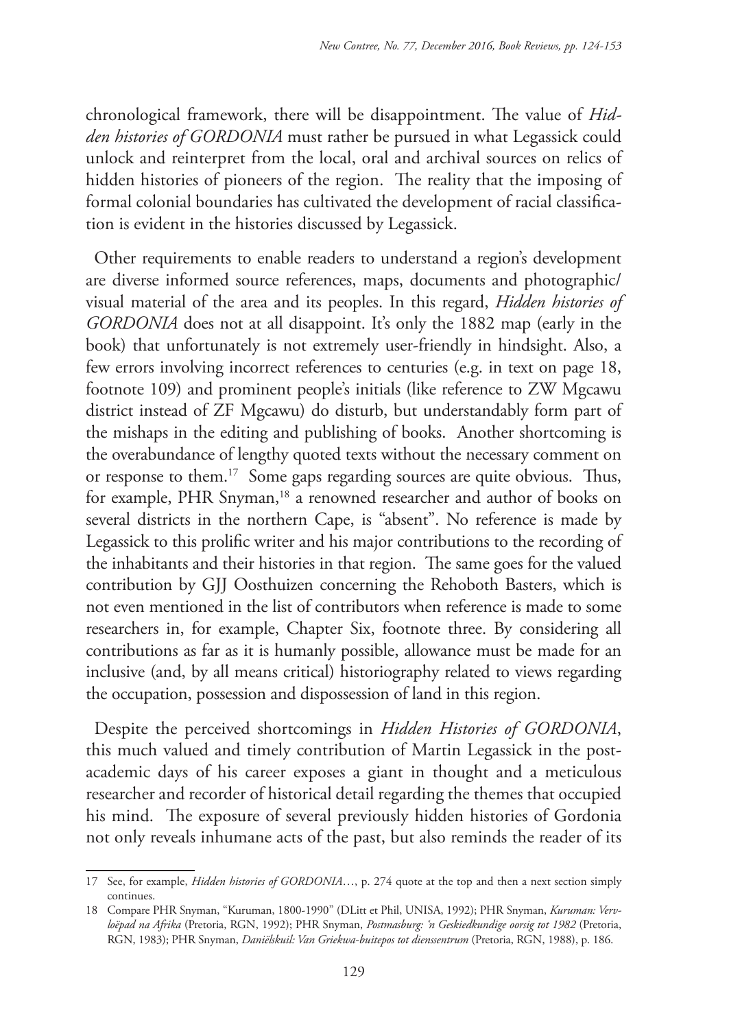chronological framework, there will be disappointment. The value of *Hidden histories of GORDONIA* must rather be pursued in what Legassick could unlock and reinterpret from the local, oral and archival sources on relics of hidden histories of pioneers of the region. The reality that the imposing of formal colonial boundaries has cultivated the development of racial classification is evident in the histories discussed by Legassick.

Other requirements to enable readers to understand a region's development are diverse informed source references, maps, documents and photographic/visual material of the area and its peoples. In this regard, *Hidden histories of GORDONIA* does not at all disappoint. It's only the 1882 map (early in the book) that unfortunately is not extremely user-friendly in hindsight. Also, a few errors involving incorrect references to centuries (e.g. in text on page 18, footnote 109) and prominent people's initials (like reference to ZW Mgcawu district instead of ZF Mgcawu) do disturb, but understandably form part of the mishaps in the editing and publishing of books. Another shortcoming is the overabundance of lengthy quoted texts without the necessary comment on or response to them.[17] Some gaps regarding sources are quite obvious. Thus, for example, PHR Snyman,[18] a renowned researcher and author of books on several districts in the northern Cape, is "absent". No reference is made by Legassick to this prolific writer and his major contributions to the recording of the inhabitants and their histories in that region. The same goes for the valued contribution by GJJ Oosthuizen concerning the Rehoboth Basters, which is not even mentioned in the list of contributors when reference is made to some researchers in, for example, Chapter Six, footnote three. By considering all contributions as far as it is humanly possible, allowance must be made for an inclusive (and, by all means critical) historiography related to views regarding the occupation, possession and dispossession of land in this region.

Despite the perceived shortcomings in *Hidden Histories of GORDONIA*, this much valued and timely contribution of Martin Legassick in the post-academic days of his career exposes a giant in thought and a meticulous researcher and recorder of historical detail regarding the themes that occupied his mind. The exposure of several previously hidden histories of Gordonia not only reveals inhumane acts of the past, but also reminds the reader of its

---

17 See, for example, *Hidden histories of GORDONIA*…, p. 274 quote at the top and then a next section simply continues.

18 Compare PHR Snyman, "Kuruman, 1800-1990" (DLitt et Phil, UNISA, 1992); PHR Snyman, *Kuruman: Vervloëpad na Afrika* (Pretoria, RGN, 1992); PHR Snyman, *Postmasburg: 'n Geskiedkundige oorsig tot 1982* (Pretoria, RGN, 1983); PHR Snyman, *Daniëlskuil: Van Griekwa-buitepos tot dienssentrum* (Pretoria, RGN, 1988), p. 186.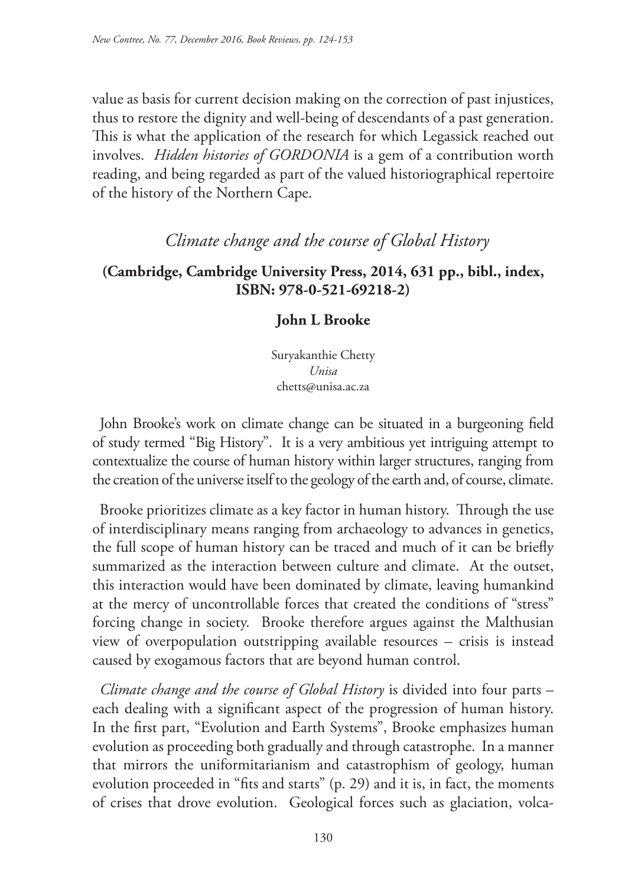value as basis for current decision making on the correction of past injustices, thus to restore the dignity and well-being of descendants of a past generation. This is what the application of the research for which Legassick reached out involves. *Hidden histories of GORDONIA* is a gem of a contribution worth reading, and being regarded as part of the valued historiographical repertoire of the history of the Northern Cape.

## *Climate change and the course of Global History*

**(Cambridge, Cambridge University Press, 2014, 631 pp., bibl., index, ISBN: 978-0-521-69218-2)**

**John L Brooke**

Suryakanthie Chetty
*Unisa*
chetts@unisa.ac.za

John Brooke's work on climate change can be situated in a burgeoning field of study termed "Big History". It is a very ambitious yet intriguing attempt to contextualize the course of human history within larger structures, ranging from the creation of the universe itself to the geology of the earth and, of course, climate.

Brooke prioritizes climate as a key factor in human history. Through the use of interdisciplinary means ranging from archaeology to advances in genetics, the full scope of human history can be traced and much of it can be briefly summarized as the interaction between culture and climate. At the outset, this interaction would have been dominated by climate, leaving humankind at the mercy of uncontrollable forces that created the conditions of "stress" forcing change in society. Brooke therefore argues against the Malthusian view of overpopulation outstripping available resources – crisis is instead caused by exogamous factors that are beyond human control.

*Climate change and the course of Global History* is divided into four parts – each dealing with a significant aspect of the progression of human history. In the first part, "Evolution and Earth Systems", Brooke emphasizes human evolution as proceeding both gradually and through catastrophe. In a manner that mirrors the uniformitarianism and catastrophism of geology, human evolution proceeded in "fits and starts" (p. 29) and it is, in fact, the moments of crises that drove evolution. Geological forces such as glaciation, volca-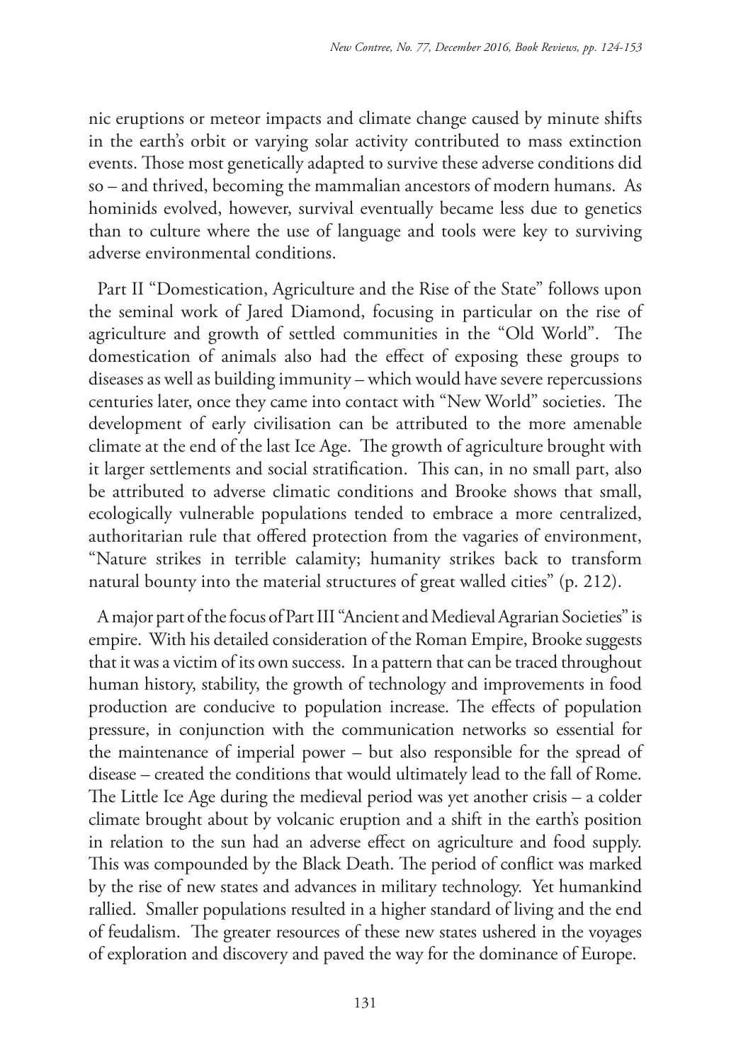nic eruptions or meteor impacts and climate change caused by minute shifts in the earth's orbit or varying solar activity contributed to mass extinction events. Those most genetically adapted to survive these adverse conditions did so – and thrived, becoming the mammalian ancestors of modern humans. As hominids evolved, however, survival eventually became less due to genetics than to culture where the use of language and tools were key to surviving adverse environmental conditions.

Part II "Domestication, Agriculture and the Rise of the State" follows upon the seminal work of Jared Diamond, focusing in particular on the rise of agriculture and growth of settled communities in the "Old World". The domestication of animals also had the effect of exposing these groups to diseases as well as building immunity – which would have severe repercussions centuries later, once they came into contact with "New World" societies. The development of early civilisation can be attributed to the more amenable climate at the end of the last Ice Age. The growth of agriculture brought with it larger settlements and social stratification. This can, in no small part, also be attributed to adverse climatic conditions and Brooke shows that small, ecologically vulnerable populations tended to embrace a more centralized, authoritarian rule that offered protection from the vagaries of environment, "Nature strikes in terrible calamity; humanity strikes back to transform natural bounty into the material structures of great walled cities" (p. 212).

A major part of the focus of Part III "Ancient and Medieval Agrarian Societies" is empire. With his detailed consideration of the Roman Empire, Brooke suggests that it was a victim of its own success. In a pattern that can be traced throughout human history, stability, the growth of technology and improvements in food production are conducive to population increase. The effects of population pressure, in conjunction with the communication networks so essential for the maintenance of imperial power – but also responsible for the spread of disease – created the conditions that would ultimately lead to the fall of Rome. The Little Ice Age during the medieval period was yet another crisis – a colder climate brought about by volcanic eruption and a shift in the earth's position in relation to the sun had an adverse effect on agriculture and food supply. This was compounded by the Black Death. The period of conflict was marked by the rise of new states and advances in military technology. Yet humankind rallied. Smaller populations resulted in a higher standard of living and the end of feudalism. The greater resources of these new states ushered in the voyages of exploration and discovery and paved the way for the dominance of Europe.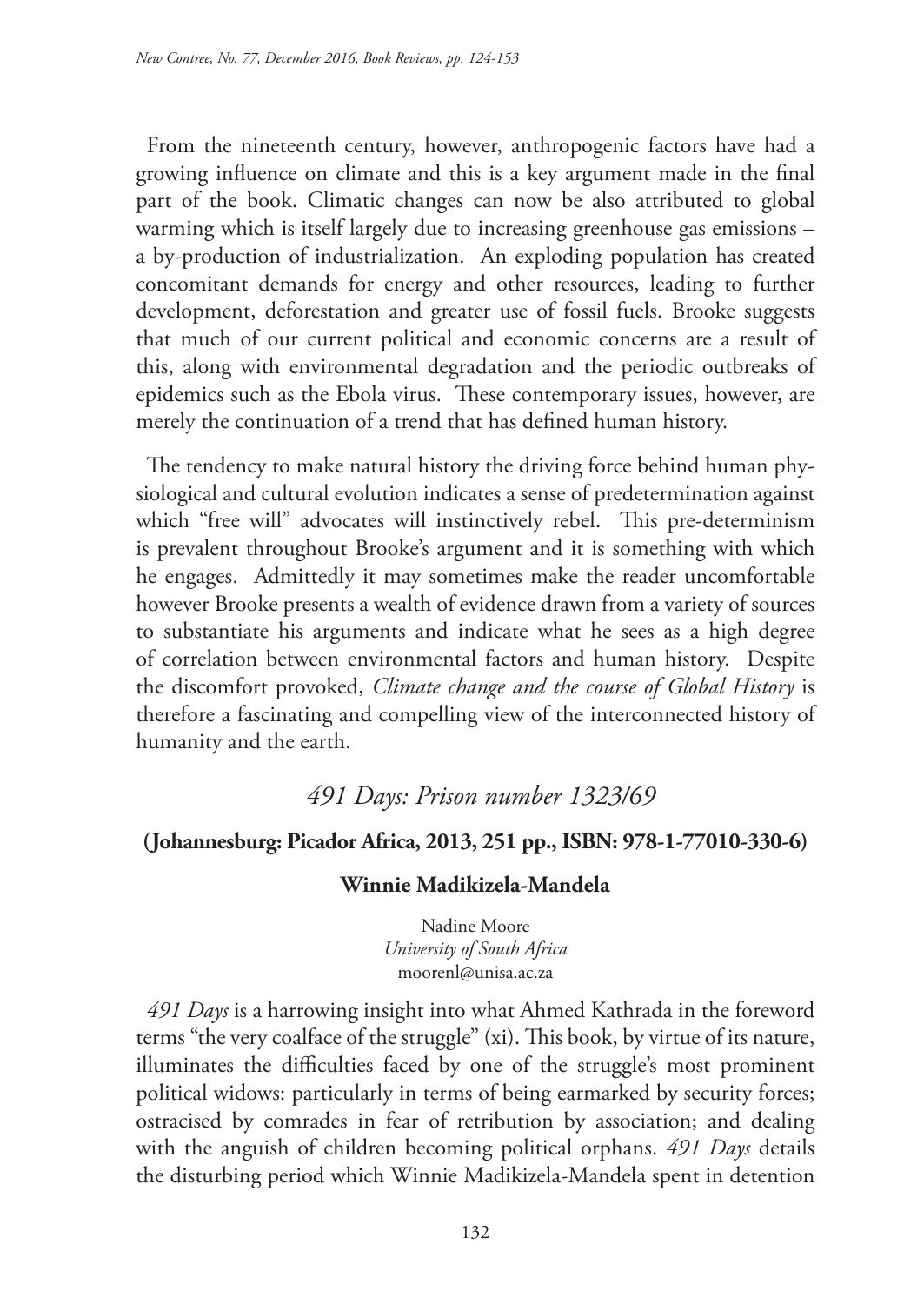From the nineteenth century, however, anthropogenic factors have had a growing influence on climate and this is a key argument made in the final part of the book. Climatic changes can now be also attributed to global warming which is itself largely due to increasing greenhouse gas emissions – a by-production of industrialization. An exploding population has created concomitant demands for energy and other resources, leading to further development, deforestation and greater use of fossil fuels. Brooke suggests that much of our current political and economic concerns are a result of this, along with environmental degradation and the periodic outbreaks of epidemics such as the Ebola virus. These contemporary issues, however, are merely the continuation of a trend that has defined human history.

The tendency to make natural history the driving force behind human physiological and cultural evolution indicates a sense of predetermination against which "free will" advocates will instinctively rebel. This pre-determinism is prevalent throughout Brooke's argument and it is something with which he engages. Admittedly it may sometimes make the reader uncomfortable however Brooke presents a wealth of evidence drawn from a variety of sources to substantiate his arguments and indicate what he sees as a high degree of correlation between environmental factors and human history. Despite the discomfort provoked, *Climate change and the course of Global History* is therefore a fascinating and compelling view of the interconnected history of humanity and the earth.

## *491 Days: Prison number 1323/69*

**(Johannesburg: Picador Africa, 2013, 251 pp., ISBN: 978-1-77010-330-6)**

**Winnie Madikizela-Mandela**

Nadine Moore
*University of South Africa*
moorenl@unisa.ac.za

*491 Days* is a harrowing insight into what Ahmed Kathrada in the foreword terms "the very coalface of the struggle" (xi). This book, by virtue of its nature, illuminates the difficulties faced by one of the struggle's most prominent political widows: particularly in terms of being earmarked by security forces; ostracised by comrades in fear of retribution by association; and dealing with the anguish of children becoming political orphans. *491 Days* details the disturbing period which Winnie Madikizela-Mandela spent in detention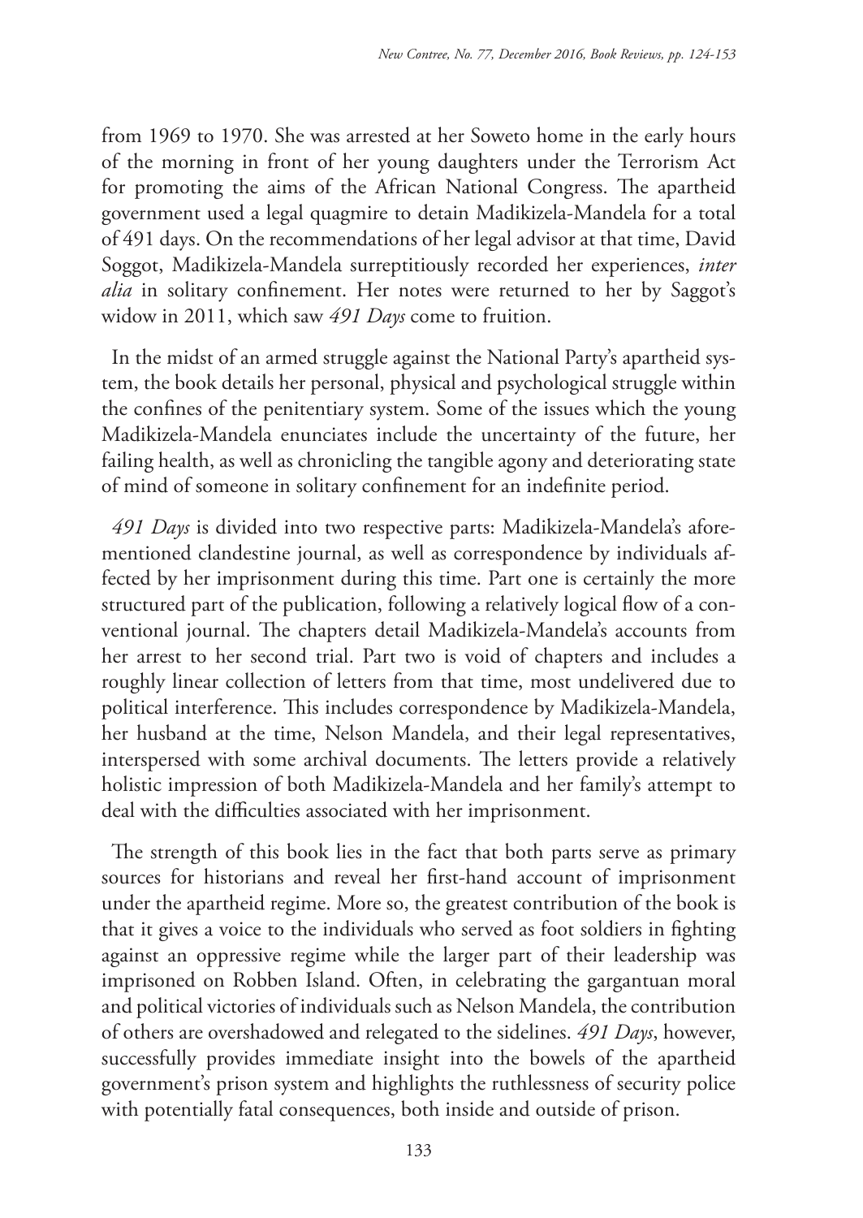from 1969 to 1970. She was arrested at her Soweto home in the early hours of the morning in front of her young daughters under the Terrorism Act for promoting the aims of the African National Congress. The apartheid government used a legal quagmire to detain Madikizela-Mandela for a total of 491 days. On the recommendations of her legal advisor at that time, David Soggot, Madikizela-Mandela surreptitiously recorded her experiences, *inter alia* in solitary confinement. Her notes were returned to her by Saggot's widow in 2011, which saw *491 Days* come to fruition.

In the midst of an armed struggle against the National Party's apartheid system, the book details her personal, physical and psychological struggle within the confines of the penitentiary system. Some of the issues which the young Madikizela-Mandela enunciates include the uncertainty of the future, her failing health, as well as chronicling the tangible agony and deteriorating state of mind of someone in solitary confinement for an indefinite period.

*491 Days* is divided into two respective parts: Madikizela-Mandela's aforementioned clandestine journal, as well as correspondence by individuals affected by her imprisonment during this time. Part one is certainly the more structured part of the publication, following a relatively logical flow of a conventional journal. The chapters detail Madikizela-Mandela's accounts from her arrest to her second trial. Part two is void of chapters and includes a roughly linear collection of letters from that time, most undelivered due to political interference. This includes correspondence by Madikizela-Mandela, her husband at the time, Nelson Mandela, and their legal representatives, interspersed with some archival documents. The letters provide a relatively holistic impression of both Madikizela-Mandela and her family's attempt to deal with the difficulties associated with her imprisonment.

The strength of this book lies in the fact that both parts serve as primary sources for historians and reveal her first-hand account of imprisonment under the apartheid regime. More so, the greatest contribution of the book is that it gives a voice to the individuals who served as foot soldiers in fighting against an oppressive regime while the larger part of their leadership was imprisoned on Robben Island. Often, in celebrating the gargantuan moral and political victories of individuals such as Nelson Mandela, the contribution of others are overshadowed and relegated to the sidelines. *491 Days*, however, successfully provides immediate insight into the bowels of the apartheid government's prison system and highlights the ruthlessness of security police with potentially fatal consequences, both inside and outside of prison.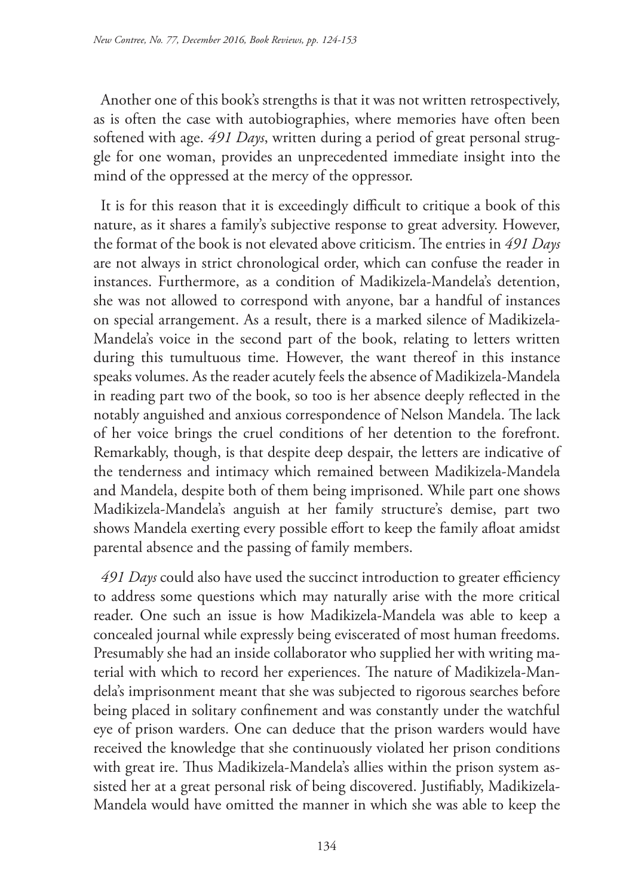Another one of this book's strengths is that it was not written retrospectively, as is often the case with autobiographies, where memories have often been softened with age. *491 Days*, written during a period of great personal struggle for one woman, provides an unprecedented immediate insight into the mind of the oppressed at the mercy of the oppressor.

It is for this reason that it is exceedingly difficult to critique a book of this nature, as it shares a family's subjective response to great adversity. However, the format of the book is not elevated above criticism. The entries in *491 Days* are not always in strict chronological order, which can confuse the reader in instances. Furthermore, as a condition of Madikizela-Mandela's detention, she was not allowed to correspond with anyone, bar a handful of instances on special arrangement. As a result, there is a marked silence of Madikizela-Mandela's voice in the second part of the book, relating to letters written during this tumultuous time. However, the want thereof in this instance speaks volumes. As the reader acutely feels the absence of Madikizela-Mandela in reading part two of the book, so too is her absence deeply reflected in the notably anguished and anxious correspondence of Nelson Mandela. The lack of her voice brings the cruel conditions of her detention to the forefront. Remarkably, though, is that despite deep despair, the letters are indicative of the tenderness and intimacy which remained between Madikizela-Mandela and Mandela, despite both of them being imprisoned. While part one shows Madikizela-Mandela's anguish at her family structure's demise, part two shows Mandela exerting every possible effort to keep the family afloat amidst parental absence and the passing of family members.

*491 Days* could also have used the succinct introduction to greater efficiency to address some questions which may naturally arise with the more critical reader. One such an issue is how Madikizela-Mandela was able to keep a concealed journal while expressly being eviscerated of most human freedoms. Presumably she had an inside collaborator who supplied her with writing material with which to record her experiences. The nature of Madikizela-Mandela's imprisonment meant that she was subjected to rigorous searches before being placed in solitary confinement and was constantly under the watchful eye of prison warders. One can deduce that the prison warders would have received the knowledge that she continuously violated her prison conditions with great ire. Thus Madikizela-Mandela's allies within the prison system assisted her at a great personal risk of being discovered. Justifiably, Madikizela-Mandela would have omitted the manner in which she was able to keep the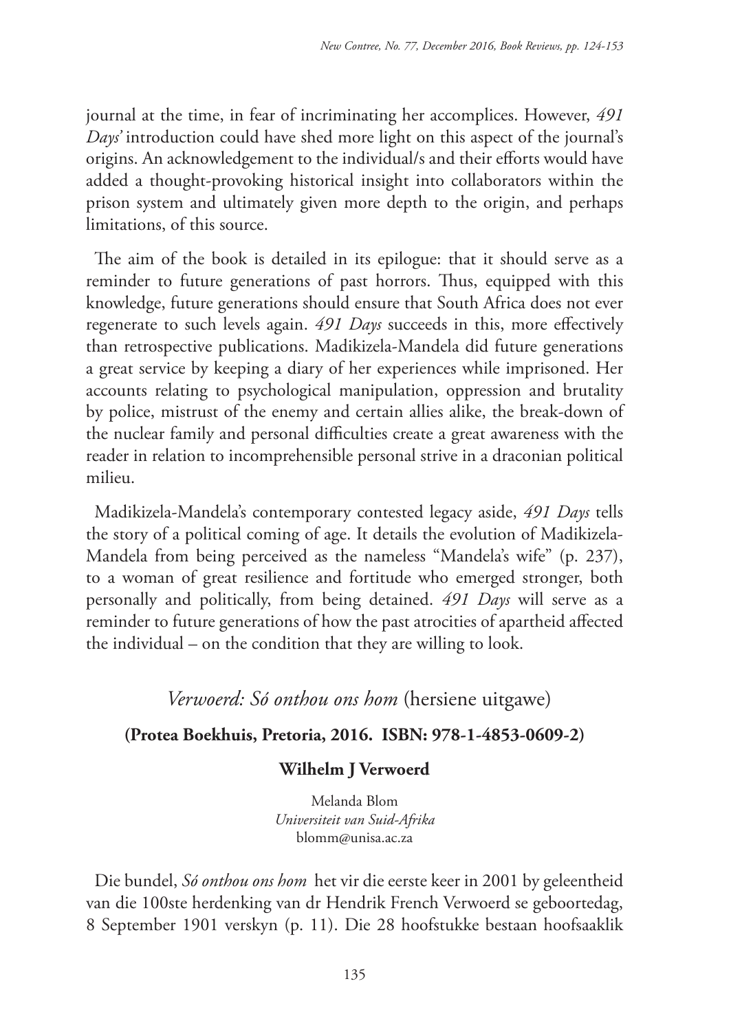journal at the time, in fear of incriminating her accomplices. However, *491 Days'* introduction could have shed more light on this aspect of the journal's origins. An acknowledgement to the individual/s and their efforts would have added a thought-provoking historical insight into collaborators within the prison system and ultimately given more depth to the origin, and perhaps limitations, of this source.

The aim of the book is detailed in its epilogue: that it should serve as a reminder to future generations of past horrors. Thus, equipped with this knowledge, future generations should ensure that South Africa does not ever regenerate to such levels again. *491 Days* succeeds in this, more effectively than retrospective publications. Madikizela-Mandela did future generations a great service by keeping a diary of her experiences while imprisoned. Her accounts relating to psychological manipulation, oppression and brutality by police, mistrust of the enemy and certain allies alike, the break-down of the nuclear family and personal difficulties create a great awareness with the reader in relation to incomprehensible personal strive in a draconian political milieu.

Madikizela-Mandela's contemporary contested legacy aside, *491 Days* tells the story of a political coming of age. It details the evolution of Madikizela-Mandela from being perceived as the nameless "Mandela's wife" (p. 237), to a woman of great resilience and fortitude who emerged stronger, both personally and politically, from being detained. *491 Days* will serve as a reminder to future generations of how the past atrocities of apartheid affected the individual – on the condition that they are willing to look.

## *Verwoerd: Só onthou ons hom* (hersiene uitgawe)

**(Protea Boekhuis, Pretoria, 2016. ISBN: 978-1-4853-0609-2)**

**Wilhelm J Verwoerd**

Melanda Blom
*Universiteit van Suid-Afrika*
blomm@unisa.ac.za

Die bundel, *Só onthou ons hom* het vir die eerste keer in 2001 by geleentheid van die 100ste herdenking van dr Hendrik French Verwoerd se geboortedag, 8 September 1901 verskyn (p. 11). Die 28 hoofstukke bestaan hoofsaaklik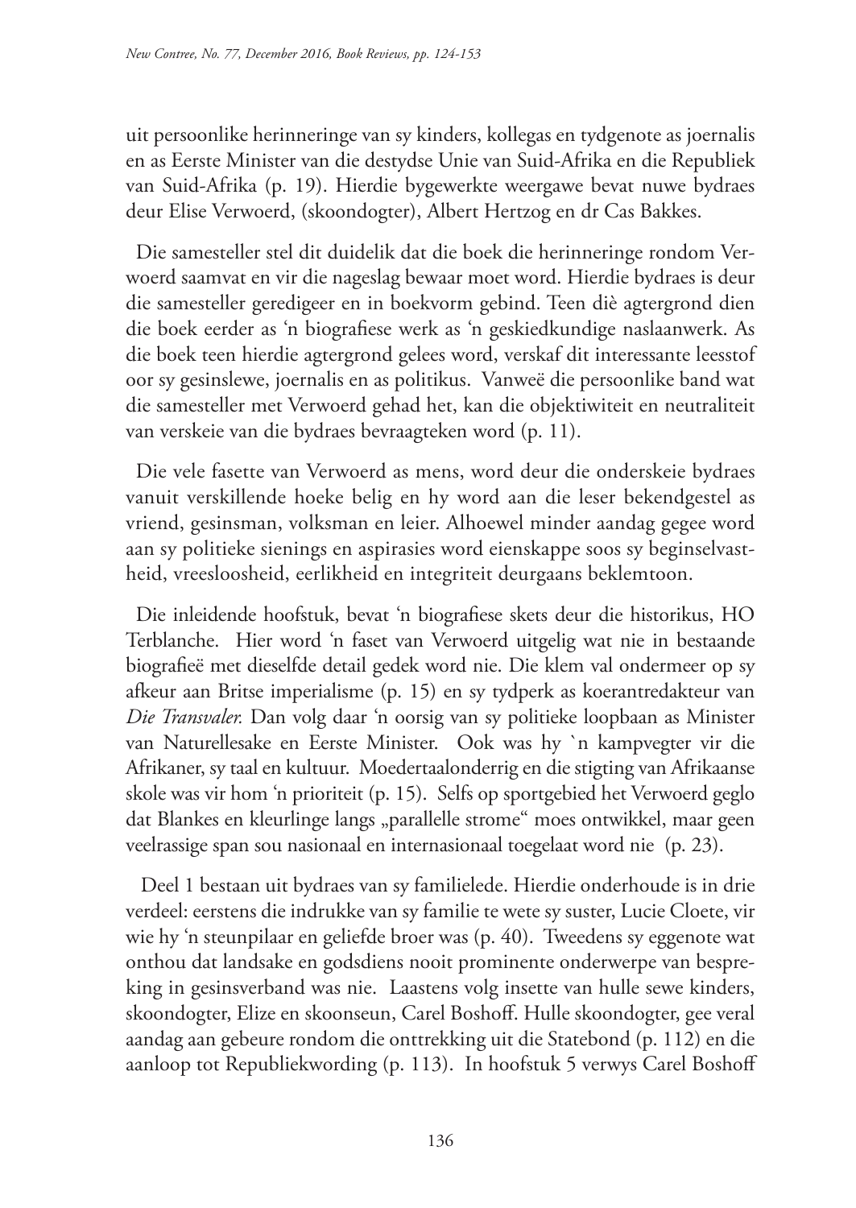uit persoonlike herinneringe van sy kinders, kollegas en tydgenote as joernalis en as Eerste Minister van die destydse Unie van Suid-Afrika en die Republiek van Suid-Afrika (p. 19). Hierdie bygewerkte weergawe bevat nuwe bydraes deur Elise Verwoerd, (skoondogter), Albert Hertzog en dr Cas Bakkes.

Die samesteller stel dit duidelik dat die boek die herinneringe rondom Verwoerd saamvat en vir die nageslag bewaar moet word. Hierdie bydraes is deur die samesteller geredigeer en in boekvorm gebind. Teen diè agtergrond dien die boek eerder as 'n biografiese werk as 'n geskiedkundige naslaanwerk. As die boek teen hierdie agtergrond gelees word, verskaf dit interessante leesstof oor sy gesinslewe, joernalis en as politikus. Vanweë die persoonlike band wat die samesteller met Verwoerd gehad het, kan die objektiwiteit en neutraliteit van verskeie van die bydraes bevraagteken word (p. 11).

Die vele fasette van Verwoerd as mens, word deur die onderskeie bydraes vanuit verskillende hoeke belig en hy word aan die leser bekendgestel as vriend, gesinsman, volksman en leier. Alhoewel minder aandag gegee word aan sy politieke sienings en aspirasies word eienskappe soos sy beginselvastheid, vreesloosheid, eerlikheid en integriteit deurgaans beklemtoon.

Die inleidende hoofstuk, bevat 'n biografiese skets deur die historikus, HO Terblanche. Hier word 'n faset van Verwoerd uitgelig wat nie in bestaande biografieë met dieselfde detail gedek word nie. Die klem val ondermeer op sy afkeur aan Britse imperialisme (p. 15) en sy tydperk as koerantredakteur van *Die Transvaler.* Dan volg daar 'n oorsig van sy politieke loopbaan as Minister van Naturellesake en Eerste Minister. Ook was hy `n kampvegter vir die Afrikaner, sy taal en kultuur. Moedertaalonderrig en die stigting van Afrikaanse skole was vir hom 'n prioriteit (p. 15). Selfs op sportgebied het Verwoerd geglo dat Blankes en kleurlinge langs „parallelle strome" moes ontwikkel, maar geen veelrassige span sou nasionaal en internasionaal toegelaat word nie (p. 23).

Deel 1 bestaan uit bydraes van sy familielede. Hierdie onderhoude is in drie verdeel: eerstens die indrukke van sy familie te wete sy suster, Lucie Cloete, vir wie hy 'n steunpilaar en geliefde broer was (p. 40). Tweedens sy eggenote wat onthou dat landsake en godsdiens nooit prominente onderwerpe van bespreking in gesinsverband was nie. Laastens volg insette van hulle sewe kinders, skoondogter, Elize en skoonseun, Carel Boshoff. Hulle skoondogter, gee veral aandag aan gebeure rondom die onttrekking uit die Statebond (p. 112) en die aanloop tot Republiekwording (p. 113). In hoofstuk 5 verwys Carel Boshoff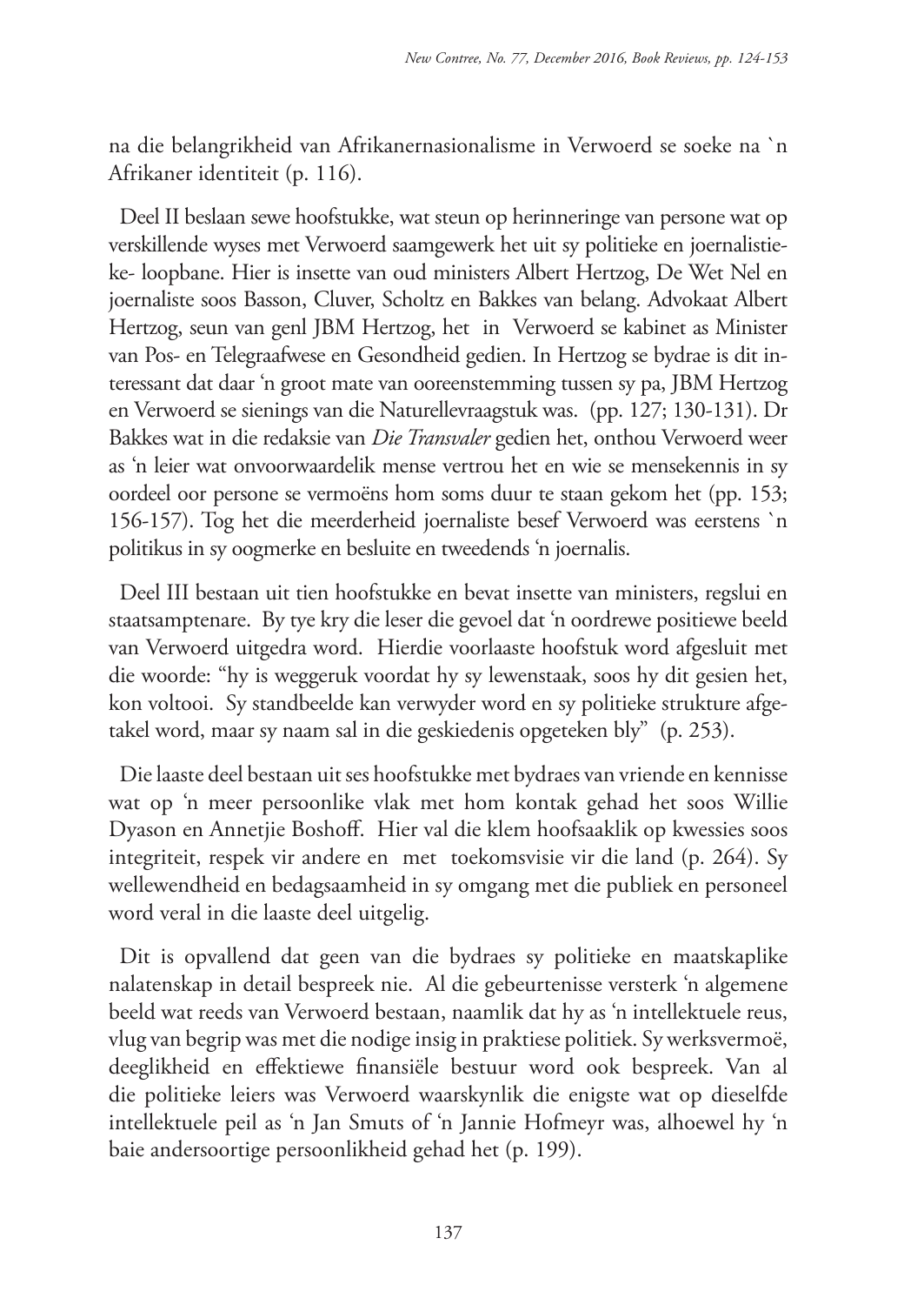na die belangrikheid van Afrikanernasionalisme in Verwoerd se soeke na `n Afrikaner identiteit (p. 116).

Deel II beslaan sewe hoofstukke, wat steun op herinneringe van persone wat op verskillende wyses met Verwoerd saamgewerk het uit sy politieke en joernalistieke- loopbane. Hier is insette van oud ministers Albert Hertzog, De Wet Nel en joernaliste soos Basson, Cluver, Scholtz en Bakkes van belang. Advokaat Albert Hertzog, seun van genl JBM Hertzog, het in Verwoerd se kabinet as Minister van Pos- en Telegraafwese en Gesondheid gedien. In Hertzog se bydrae is dit interessant dat daar ʻn groot mate van ooreenstemming tussen sy pa, JBM Hertzog en Verwoerd se sienings van die Naturellevraagstuk was. (pp. 127; 130-131). Dr Bakkes wat in die redaksie van *Die Transvaler* gedien het, onthou Verwoerd weer as ʻn leier wat onvoorwaardelik mense vertrou het en wie se mensekennis in sy oordeel oor persone se vermoëns hom soms duur te staan gekom het (pp. 153; 156-157). Tog het die meerderheid joernaliste besef Verwoerd was eerstens `n politikus in sy oogmerke en besluite en tweedends ʻn joernalis.

Deel III bestaan uit tien hoofstukke en bevat insette van ministers, regslui en staatsamptenare. By tye kry die leser die gevoel dat ʻn oordrewe positiewe beeld van Verwoerd uitgedra word. Hierdie voorlaaste hoofstuk word afgesluit met die woorde: "hy is weggeruk voordat hy sy lewenstaak, soos hy dit gesien het, kon voltooi. Sy standbeelde kan verwyder word en sy politieke strukture afgetakel word, maar sy naam sal in die geskiedenis opgeteken bly" (p. 253).

Die laaste deel bestaan uit ses hoofstukke met bydraes van vriende en kennisse wat op ʻn meer persoonlike vlak met hom kontak gehad het soos Willie Dyason en Annetjie Boshoff. Hier val die klem hoofsaaklik op kwessies soos integriteit, respek vir andere en met toekomsvisie vir die land (p. 264). Sy wellewendheid en bedagsaamheid in sy omgang met die publiek en personeel word veral in die laaste deel uitgelig.

Dit is opvallend dat geen van die bydraes sy politieke en maatskaplike nalatenskap in detail bespreek nie. Al die gebeurtenisse versterk ʻn algemene beeld wat reeds van Verwoerd bestaan, naamlik dat hy as ʻn intellektuele reus, vlug van begrip was met die nodige insig in praktiese politiek. Sy werksvermoë, deeglikheid en effektiewe finansiële bestuur word ook bespreek. Van al die politieke leiers was Verwoerd waarskynlik die enigste wat op dieselfde intellektuele peil as ʻn Jan Smuts of ʻn Jannie Hofmeyr was, alhoewel hy ʻn baie andersoortige persoonlikheid gehad het (p. 199).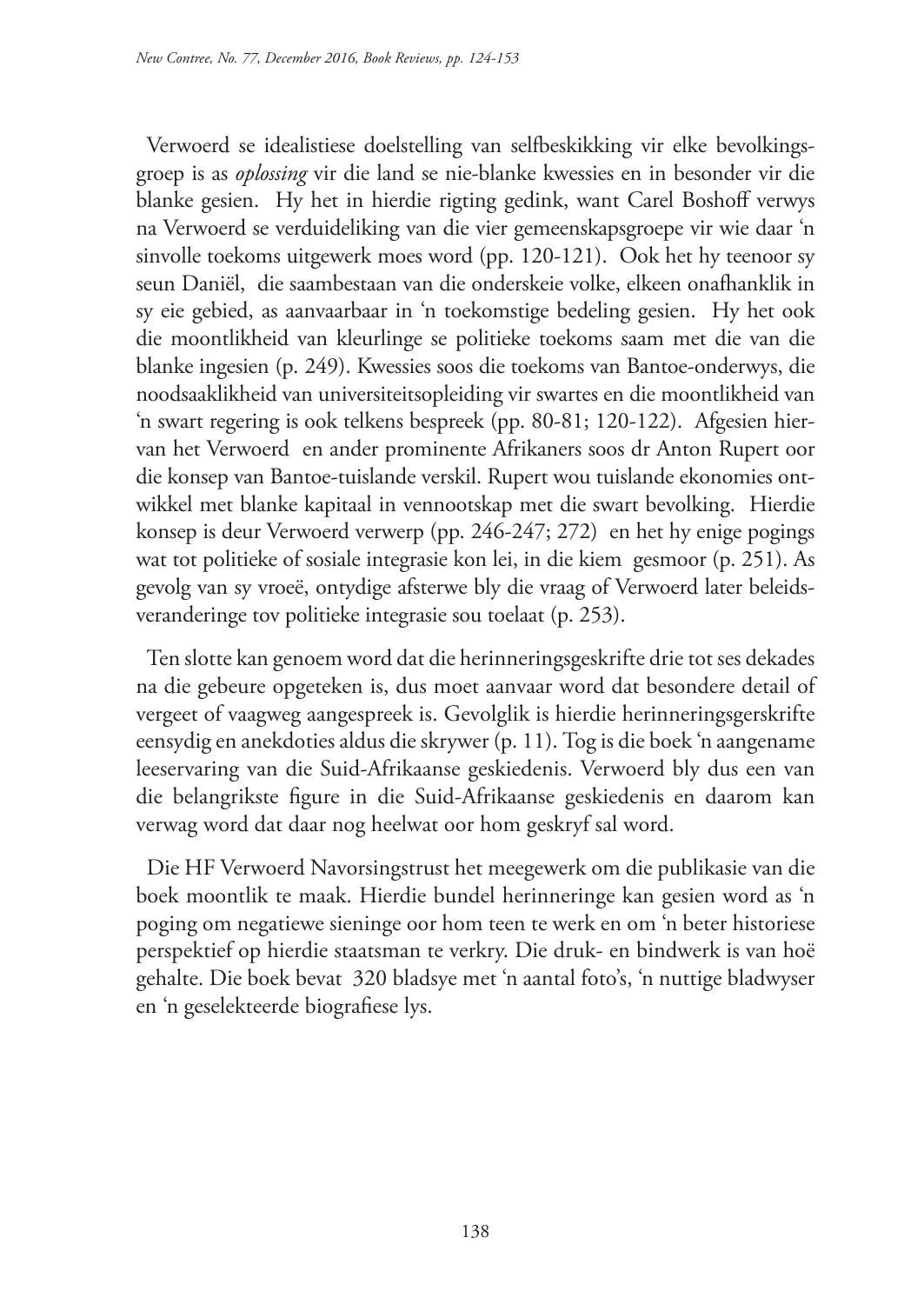Verwoerd se idealistiese doelstelling van selfbeskikking vir elke bevolkingsgroep is as *oplossing* vir die land se nie-blanke kwessies en in besonder vir die blanke gesien. Hy het in hierdie rigting gedink, want Carel Boshoff verwys na Verwoerd se verduideliking van die vier gemeenskapsgroepe vir wie daar 'n sinvolle toekoms uitgewerk moes word (pp. 120-121). Ook het hy teenoor sy seun Daniël, die saambestaan van die onderskeie volke, elkeen onafhanklik in sy eie gebied, as aanvaarbaar in 'n toekomstige bedeling gesien. Hy het ook die moontlikheid van kleurlinge se politieke toekoms saam met die van die blanke ingesien (p. 249). Kwessies soos die toekoms van Bantoe-onderwys, die noodsaaklikheid van universiteitsopleiding vir swartes en die moontlikheid van 'n swart regering is ook telkens bespreek (pp. 80-81; 120-122). Afgesien hiervan het Verwoerd en ander prominente Afrikaners soos dr Anton Rupert oor die konsep van Bantoe-tuislande verskil. Rupert wou tuislande ekonomies ontwikkel met blanke kapitaal in vennootskap met die swart bevolking. Hierdie konsep is deur Verwoerd verwerp (pp. 246-247; 272) en het hy enige pogings wat tot politieke of sosiale integrasie kon lei, in die kiem gesmoor (p. 251). As gevolg van sy vroeë, ontydige afsterwe bly die vraag of Verwoerd later beleidsveranderinge tov politieke integrasie sou toelaat (p. 253).

Ten slotte kan genoem word dat die herinneringsgeskrifte drie tot ses dekades na die gebeure opgeteken is, dus moet aanvaar word dat besondere detail of vergeet of vaagweg aangespreek is. Gevolglik is hierdie herinneringsgerskrifte eensydig en anekdoties aldus die skrywer (p. 11). Tog is die boek 'n aangename leeservaring van die Suid-Afrikaanse geskiedenis. Verwoerd bly dus een van die belangrikste figure in die Suid-Afrikaanse geskiedenis en daarom kan verwag word dat daar nog heelwat oor hom geskryf sal word.

Die HF Verwoerd Navorsingstrust het meegewerk om die publikasie van die boek moontlik te maak. Hierdie bundel herinneringe kan gesien word as 'n poging om negatiewe sieninge oor hom teen te werk en om 'n beter historiese perspektief op hierdie staatsman te verkry. Die druk- en bindwerk is van hoë gehalte. Die boek bevat 320 bladsye met 'n aantal foto's, 'n nuttige bladwyser en 'n geselekteerde biografiese lys.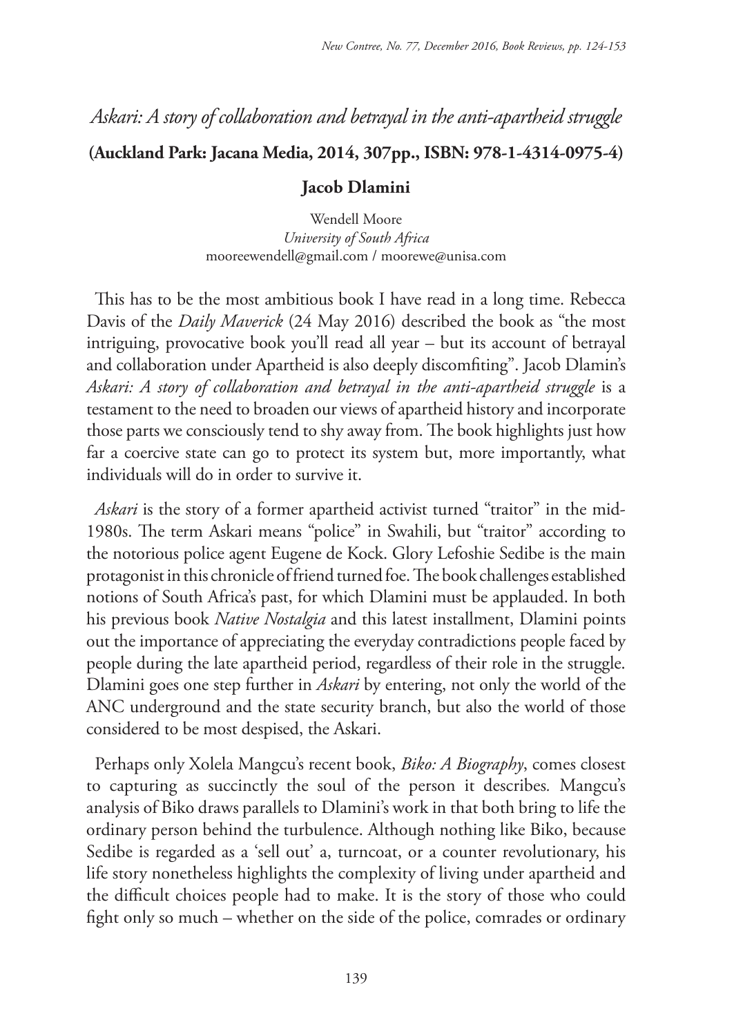# *Askari: A story of collaboration and betrayal in the anti-apartheid struggle*

**(Auckland Park: Jacana Media, 2014, 307pp., ISBN: 978-1-4314-0975-4)**

**Jacob Dlamini**

Wendell Moore
*University of South Africa*
mooreewendell@gmail.com / moorewe@unisa.com

This has to be the most ambitious book I have read in a long time. Rebecca Davis of the *Daily Maverick* (24 May 2016) described the book as "the most intriguing, provocative book you'll read all year – but its account of betrayal and collaboration under Apartheid is also deeply discomfiting". Jacob Dlamin's *Askari: A story of collaboration and betrayal in the anti-apartheid struggle* is a testament to the need to broaden our views of apartheid history and incorporate those parts we consciously tend to shy away from. The book highlights just how far a coercive state can go to protect its system but, more importantly, what individuals will do in order to survive it.

*Askari* is the story of a former apartheid activist turned "traitor" in the mid-1980s. The term Askari means "police" in Swahili, but "traitor" according to the notorious police agent Eugene de Kock. Glory Lefoshie Sedibe is the main protagonist in this chronicle of friend turned foe. The book challenges established notions of South Africa's past, for which Dlamini must be applauded. In both his previous book *Native Nostalgia* and this latest installment, Dlamini points out the importance of appreciating the everyday contradictions people faced by people during the late apartheid period, regardless of their role in the struggle. Dlamini goes one step further in *Askari* by entering, not only the world of the ANC underground and the state security branch, but also the world of those considered to be most despised, the Askari.

Perhaps only Xolela Mangcu's recent book, *Biko: A Biography*, comes closest to capturing as succinctly the soul of the person it describes. Mangcu's analysis of Biko draws parallels to Dlamini's work in that both bring to life the ordinary person behind the turbulence. Although nothing like Biko, because Sedibe is regarded as a 'sell out' a, turncoat, or a counter revolutionary, his life story nonetheless highlights the complexity of living under apartheid and the difficult choices people had to make. It is the story of those who could fight only so much – whether on the side of the police, comrades or ordinary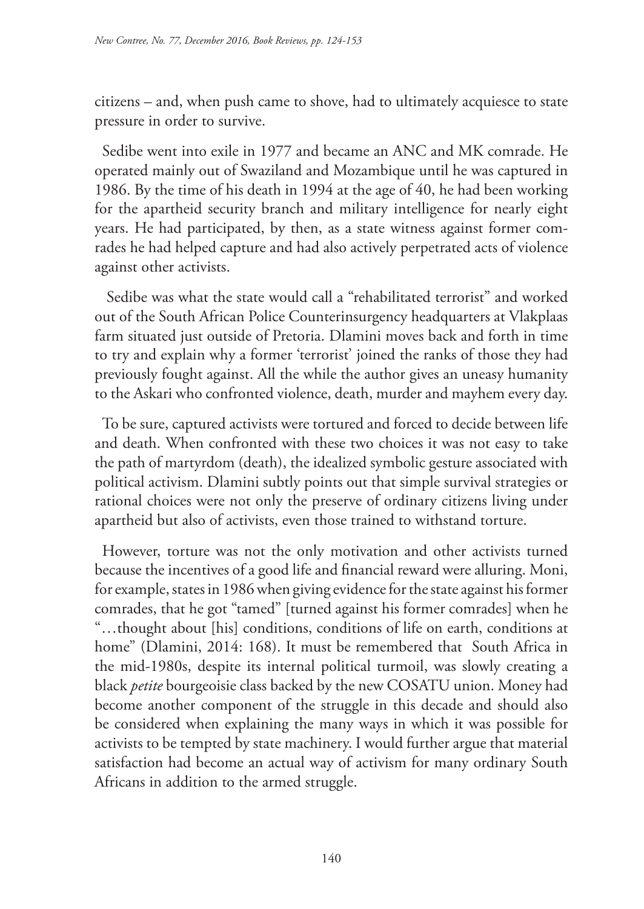citizens – and, when push came to shove, had to ultimately acquiesce to state pressure in order to survive.

Sedibe went into exile in 1977 and became an ANC and MK comrade. He operated mainly out of Swaziland and Mozambique until he was captured in 1986. By the time of his death in 1994 at the age of 40, he had been working for the apartheid security branch and military intelligence for nearly eight years. He had participated, by then, as a state witness against former comrades he had helped capture and had also actively perpetrated acts of violence against other activists.

Sedibe was what the state would call a "rehabilitated terrorist" and worked out of the South African Police Counterinsurgency headquarters at Vlakplaas farm situated just outside of Pretoria. Dlamini moves back and forth in time to try and explain why a former 'terrorist' joined the ranks of those they had previously fought against. All the while the author gives an uneasy humanity to the Askari who confronted violence, death, murder and mayhem every day.

To be sure, captured activists were tortured and forced to decide between life and death. When confronted with these two choices it was not easy to take the path of martyrdom (death), the idealized symbolic gesture associated with political activism. Dlamini subtly points out that simple survival strategies or rational choices were not only the preserve of ordinary citizens living under apartheid but also of activists, even those trained to withstand torture.

However, torture was not the only motivation and other activists turned because the incentives of a good life and financial reward were alluring. Moni, for example, states in 1986 when giving evidence for the state against his former comrades, that he got "tamed" [turned against his former comrades] when he "…thought about [his] conditions, conditions of life on earth, conditions at home" (Dlamini, 2014: 168). It must be remembered that South Africa in the mid-1980s, despite its internal political turmoil, was slowly creating a black *petite* bourgeoisie class backed by the new COSATU union. Money had become another component of the struggle in this decade and should also be considered when explaining the many ways in which it was possible for activists to be tempted by state machinery. I would further argue that material satisfaction had become an actual way of activism for many ordinary South Africans in addition to the armed struggle.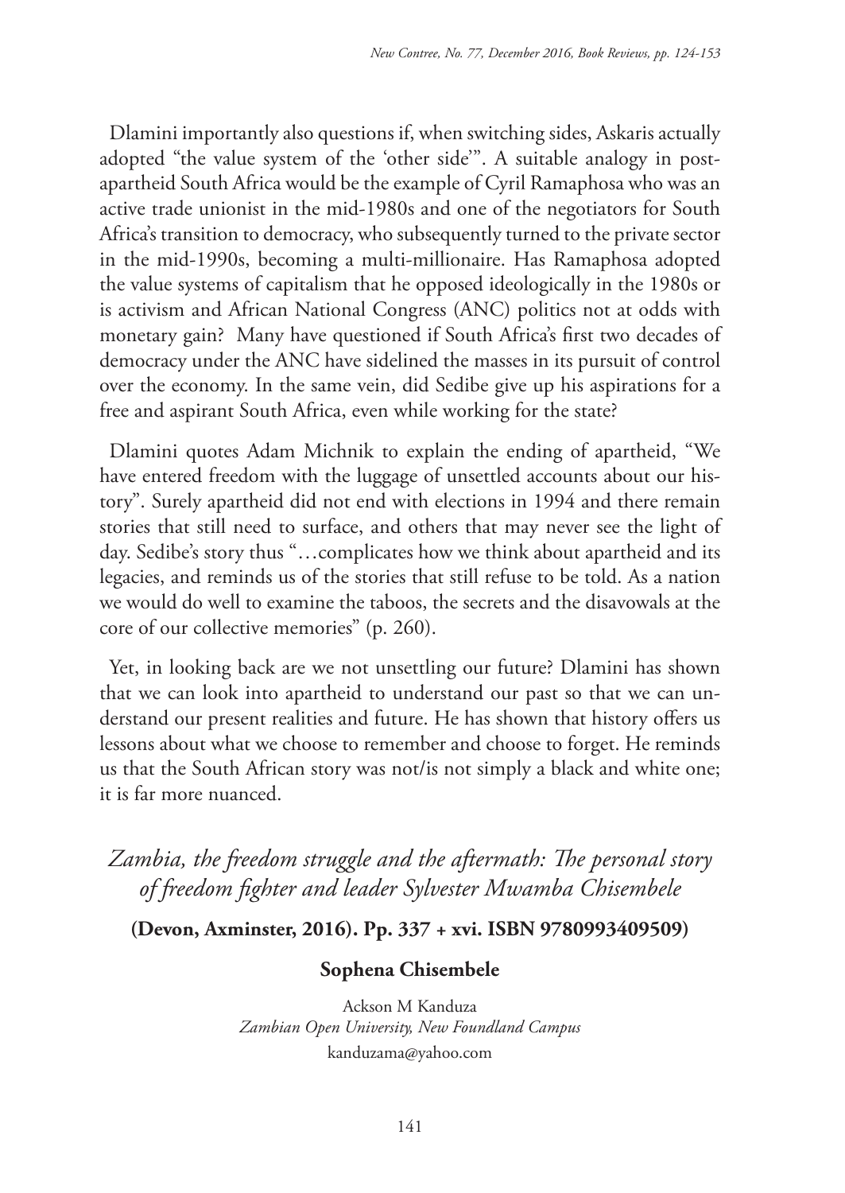Dlamini importantly also questions if, when switching sides, Askaris actually adopted "the value system of the 'other side'". A suitable analogy in post-apartheid South Africa would be the example of Cyril Ramaphosa who was an active trade unionist in the mid-1980s and one of the negotiators for South Africa's transition to democracy, who subsequently turned to the private sector in the mid-1990s, becoming a multi-millionaire. Has Ramaphosa adopted the value systems of capitalism that he opposed ideologically in the 1980s or is activism and African National Congress (ANC) politics not at odds with monetary gain? Many have questioned if South Africa's first two decades of democracy under the ANC have sidelined the masses in its pursuit of control over the economy. In the same vein, did Sedibe give up his aspirations for a free and aspirant South Africa, even while working for the state?

Dlamini quotes Adam Michnik to explain the ending of apartheid, "We have entered freedom with the luggage of unsettled accounts about our history". Surely apartheid did not end with elections in 1994 and there remain stories that still need to surface, and others that may never see the light of day. Sedibe's story thus "…complicates how we think about apartheid and its legacies, and reminds us of the stories that still refuse to be told. As a nation we would do well to examine the taboos, the secrets and the disavowals at the core of our collective memories" (p. 260).

Yet, in looking back are we not unsettling our future? Dlamini has shown that we can look into apartheid to understand our past so that we can understand our present realities and future. He has shown that history offers us lessons about what we choose to remember and choose to forget. He reminds us that the South African story was not/is not simply a black and white one; it is far more nuanced.

## *Zambia, the freedom struggle and the aftermath: The personal story of freedom fighter and leader Sylvester Mwamba Chisembele*

**(Devon, Axminster, 2016). Pp. 337 + xvi. ISBN 9780993409509)**

**Sophena Chisembele**

Ackson M Kanduza
*Zambian Open University, New Foundland Campus*
kanduzama@yahoo.com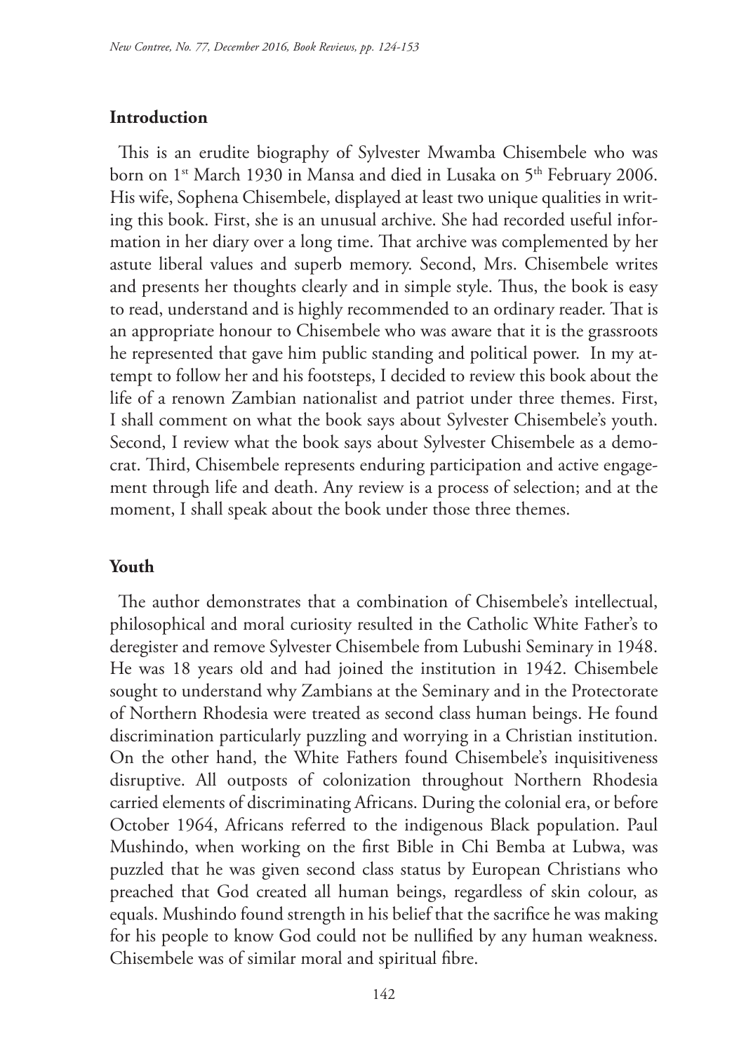## Introduction

This is an erudite biography of Sylvester Mwamba Chisembele who was born on 1st March 1930 in Mansa and died in Lusaka on 5th February 2006. His wife, Sophena Chisembele, displayed at least two unique qualities in writing this book. First, she is an unusual archive. She had recorded useful information in her diary over a long time. That archive was complemented by her astute liberal values and superb memory. Second, Mrs. Chisembele writes and presents her thoughts clearly and in simple style. Thus, the book is easy to read, understand and is highly recommended to an ordinary reader. That is an appropriate honour to Chisembele who was aware that it is the grassroots he represented that gave him public standing and political power. In my attempt to follow her and his footsteps, I decided to review this book about the life of a renown Zambian nationalist and patriot under three themes. First, I shall comment on what the book says about Sylvester Chisembele's youth. Second, I review what the book says about Sylvester Chisembele as a democrat. Third, Chisembele represents enduring participation and active engagement through life and death. Any review is a process of selection; and at the moment, I shall speak about the book under those three themes.

## Youth

The author demonstrates that a combination of Chisembele's intellectual, philosophical and moral curiosity resulted in the Catholic White Father's to deregister and remove Sylvester Chisembele from Lubushi Seminary in 1948. He was 18 years old and had joined the institution in 1942. Chisembele sought to understand why Zambians at the Seminary and in the Protectorate of Northern Rhodesia were treated as second class human beings. He found discrimination particularly puzzling and worrying in a Christian institution. On the other hand, the White Fathers found Chisembele's inquisitiveness disruptive. All outposts of colonization throughout Northern Rhodesia carried elements of discriminating Africans. During the colonial era, or before October 1964, Africans referred to the indigenous Black population. Paul Mushindo, when working on the first Bible in Chi Bemba at Lubwa, was puzzled that he was given second class status by European Christians who preached that God created all human beings, regardless of skin colour, as equals. Mushindo found strength in his belief that the sacrifice he was making for his people to know God could not be nullified by any human weakness. Chisembele was of similar moral and spiritual fibre.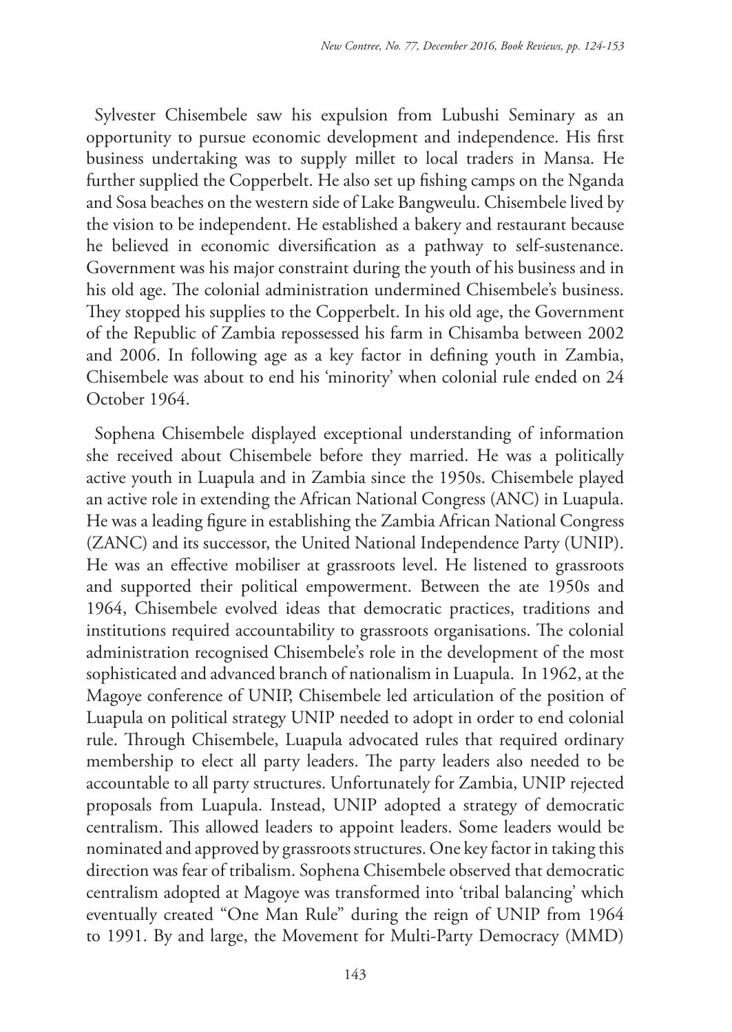Sylvester Chisembele saw his expulsion from Lubushi Seminary as an opportunity to pursue economic development and independence. His first business undertaking was to supply millet to local traders in Mansa. He further supplied the Copperbelt. He also set up fishing camps on the Nganda and Sosa beaches on the western side of Lake Bangweulu. Chisembele lived by the vision to be independent. He established a bakery and restaurant because he believed in economic diversification as a pathway to self-sustenance. Government was his major constraint during the youth of his business and in his old age. The colonial administration undermined Chisembele's business. They stopped his supplies to the Copperbelt. In his old age, the Government of the Republic of Zambia repossessed his farm in Chisamba between 2002 and 2006. In following age as a key factor in defining youth in Zambia, Chisembele was about to end his 'minority' when colonial rule ended on 24 October 1964.

Sophena Chisembele displayed exceptional understanding of information she received about Chisembele before they married. He was a politically active youth in Luapula and in Zambia since the 1950s. Chisembele played an active role in extending the African National Congress (ANC) in Luapula. He was a leading figure in establishing the Zambia African National Congress (ZANC) and its successor, the United National Independence Party (UNIP). He was an effective mobiliser at grassroots level. He listened to grassroots and supported their political empowerment. Between the ate 1950s and 1964, Chisembele evolved ideas that democratic practices, traditions and institutions required accountability to grassroots organisations. The colonial administration recognised Chisembele's role in the development of the most sophisticated and advanced branch of nationalism in Luapula. In 1962, at the Magoye conference of UNIP, Chisembele led articulation of the position of Luapula on political strategy UNIP needed to adopt in order to end colonial rule. Through Chisembele, Luapula advocated rules that required ordinary membership to elect all party leaders. The party leaders also needed to be accountable to all party structures. Unfortunately for Zambia, UNIP rejected proposals from Luapula. Instead, UNIP adopted a strategy of democratic centralism. This allowed leaders to appoint leaders. Some leaders would be nominated and approved by grassroots structures. One key factor in taking this direction was fear of tribalism. Sophena Chisembele observed that democratic centralism adopted at Magoye was transformed into 'tribal balancing' which eventually created "One Man Rule" during the reign of UNIP from 1964 to 1991. By and large, the Movement for Multi-Party Democracy (MMD)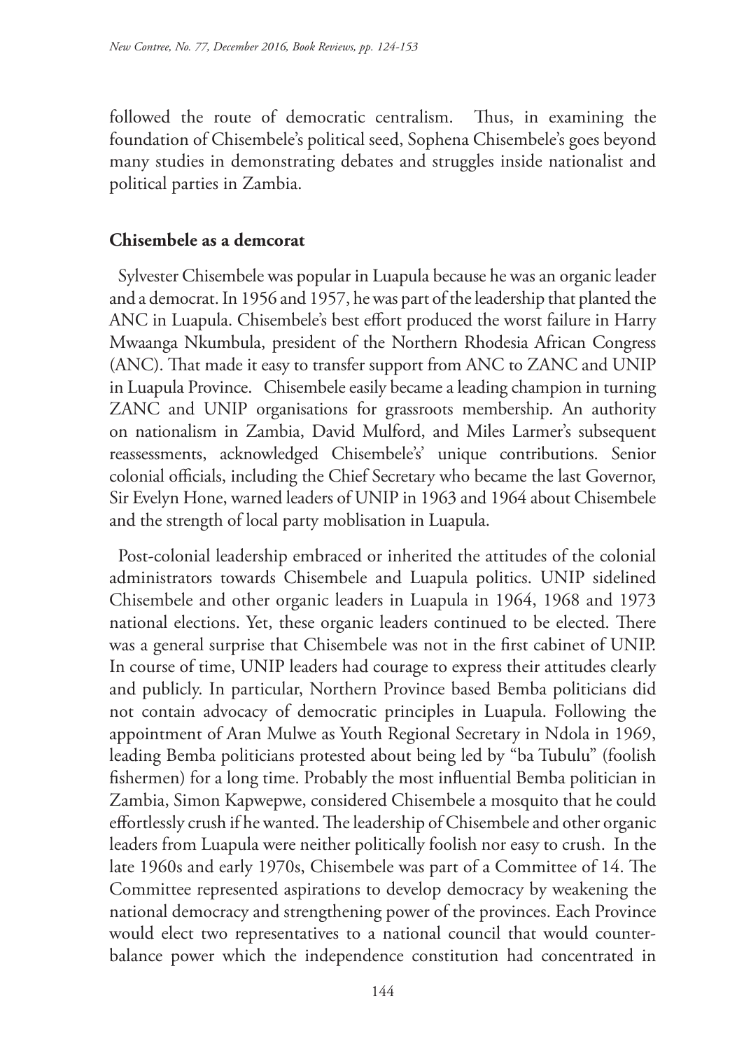followed the route of democratic centralism. Thus, in examining the foundation of Chisembele's political seed, Sophena Chisembele's goes beyond many studies in demonstrating debates and struggles inside nationalist and political parties in Zambia.

**Chisembele as a demcorat**

Sylvester Chisembele was popular in Luapula because he was an organic leader and a democrat. In 1956 and 1957, he was part of the leadership that planted the ANC in Luapula. Chisembele's best effort produced the worst failure in Harry Mwaanga Nkumbula, president of the Northern Rhodesia African Congress (ANC). That made it easy to transfer support from ANC to ZANC and UNIP in Luapula Province. Chisembele easily became a leading champion in turning ZANC and UNIP organisations for grassroots membership. An authority on nationalism in Zambia, David Mulford, and Miles Larmer's subsequent reassessments, acknowledged Chisembele's' unique contributions. Senior colonial officials, including the Chief Secretary who became the last Governor, Sir Evelyn Hone, warned leaders of UNIP in 1963 and 1964 about Chisembele and the strength of local party moblisation in Luapula.

Post-colonial leadership embraced or inherited the attitudes of the colonial administrators towards Chisembele and Luapula politics. UNIP sidelined Chisembele and other organic leaders in Luapula in 1964, 1968 and 1973 national elections. Yet, these organic leaders continued to be elected. There was a general surprise that Chisembele was not in the first cabinet of UNIP. In course of time, UNIP leaders had courage to express their attitudes clearly and publicly. In particular, Northern Province based Bemba politicians did not contain advocacy of democratic principles in Luapula. Following the appointment of Aran Mulwe as Youth Regional Secretary in Ndola in 1969, leading Bemba politicians protested about being led by "ba Tubulu" (foolish fishermen) for a long time. Probably the most influential Bemba politician in Zambia, Simon Kapwepwe, considered Chisembele a mosquito that he could effortlessly crush if he wanted. The leadership of Chisembele and other organic leaders from Luapula were neither politically foolish nor easy to crush. In the late 1960s and early 1970s, Chisembele was part of a Committee of 14. The Committee represented aspirations to develop democracy by weakening the national democracy and strengthening power of the provinces. Each Province would elect two representatives to a national council that would counter-balance power which the independence constitution had concentrated in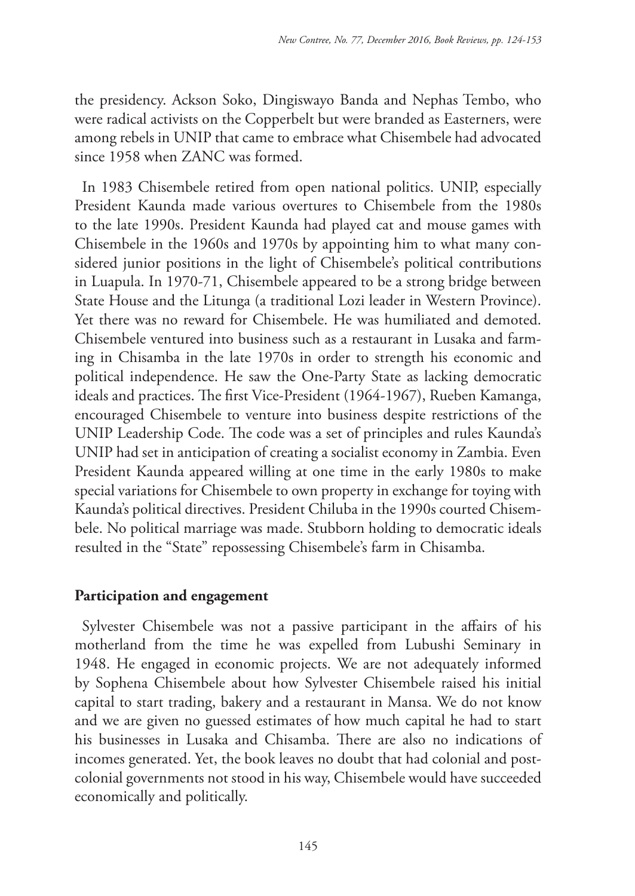the presidency. Ackson Soko, Dingiswayo Banda and Nephas Tembo, who were radical activists on the Copperbelt but were branded as Easterners, were among rebels in UNIP that came to embrace what Chisembele had advocated since 1958 when ZANC was formed.

In 1983 Chisembele retired from open national politics. UNIP, especially President Kaunda made various overtures to Chisembele from the 1980s to the late 1990s. President Kaunda had played cat and mouse games with Chisembele in the 1960s and 1970s by appointing him to what many considered junior positions in the light of Chisembele's political contributions in Luapula. In 1970-71, Chisembele appeared to be a strong bridge between State House and the Litunga (a traditional Lozi leader in Western Province). Yet there was no reward for Chisembele. He was humiliated and demoted. Chisembele ventured into business such as a restaurant in Lusaka and farming in Chisamba in the late 1970s in order to strength his economic and political independence. He saw the One-Party State as lacking democratic ideals and practices. The first Vice-President (1964-1967), Rueben Kamanga, encouraged Chisembele to venture into business despite restrictions of the UNIP Leadership Code. The code was a set of principles and rules Kaunda's UNIP had set in anticipation of creating a socialist economy in Zambia. Even President Kaunda appeared willing at one time in the early 1980s to make special variations for Chisembele to own property in exchange for toying with Kaunda's political directives. President Chiluba in the 1990s courted Chisembele. No political marriage was made. Stubborn holding to democratic ideals resulted in the "State" repossessing Chisembele's farm in Chisamba.

**Participation and engagement**

Sylvester Chisembele was not a passive participant in the affairs of his motherland from the time he was expelled from Lubushi Seminary in 1948. He engaged in economic projects. We are not adequately informed by Sophena Chisembele about how Sylvester Chisembele raised his initial capital to start trading, bakery and a restaurant in Mansa. We do not know and we are given no guessed estimates of how much capital he had to start his businesses in Lusaka and Chisamba. There are also no indications of incomes generated. Yet, the book leaves no doubt that had colonial and post-colonial governments not stood in his way, Chisembele would have succeeded economically and politically.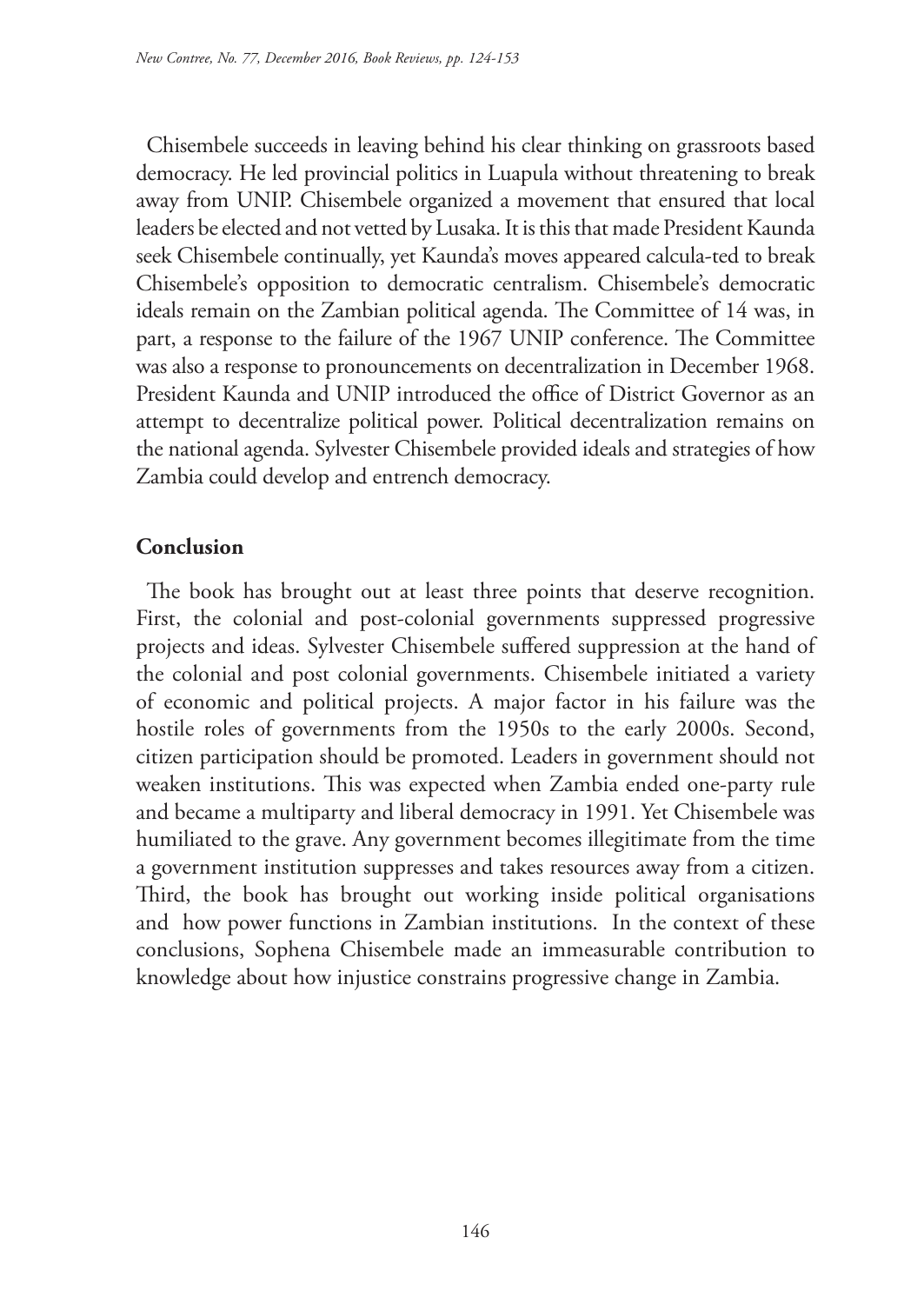Chisembele succeeds in leaving behind his clear thinking on grassroots based democracy. He led provincial politics in Luapula without threatening to break away from UNIP. Chisembele organized a movement that ensured that local leaders be elected and not vetted by Lusaka. It is this that made President Kaunda seek Chisembele continually, yet Kaunda's moves appeared calcula-ted to break Chisembele's opposition to democratic centralism. Chisembele's democratic ideals remain on the Zambian political agenda. The Committee of 14 was, in part, a response to the failure of the 1967 UNIP conference. The Committee was also a response to pronouncements on decentralization in December 1968. President Kaunda and UNIP introduced the office of District Governor as an attempt to decentralize political power. Political decentralization remains on the national agenda. Sylvester Chisembele provided ideals and strategies of how Zambia could develop and entrench democracy.

## Conclusion

The book has brought out at least three points that deserve recognition. First, the colonial and post-colonial governments suppressed progressive projects and ideas. Sylvester Chisembele suffered suppression at the hand of the colonial and post colonial governments. Chisembele initiated a variety of economic and political projects. A major factor in his failure was the hostile roles of governments from the 1950s to the early 2000s. Second, citizen participation should be promoted. Leaders in government should not weaken institutions. This was expected when Zambia ended one-party rule and became a multiparty and liberal democracy in 1991. Yet Chisembele was humiliated to the grave. Any government becomes illegitimate from the time a government institution suppresses and takes resources away from a citizen. Third, the book has brought out working inside political organisations and how power functions in Zambian institutions. In the context of these conclusions, Sophena Chisembele made an immeasurable contribution to knowledge about how injustice constrains progressive change in Zambia.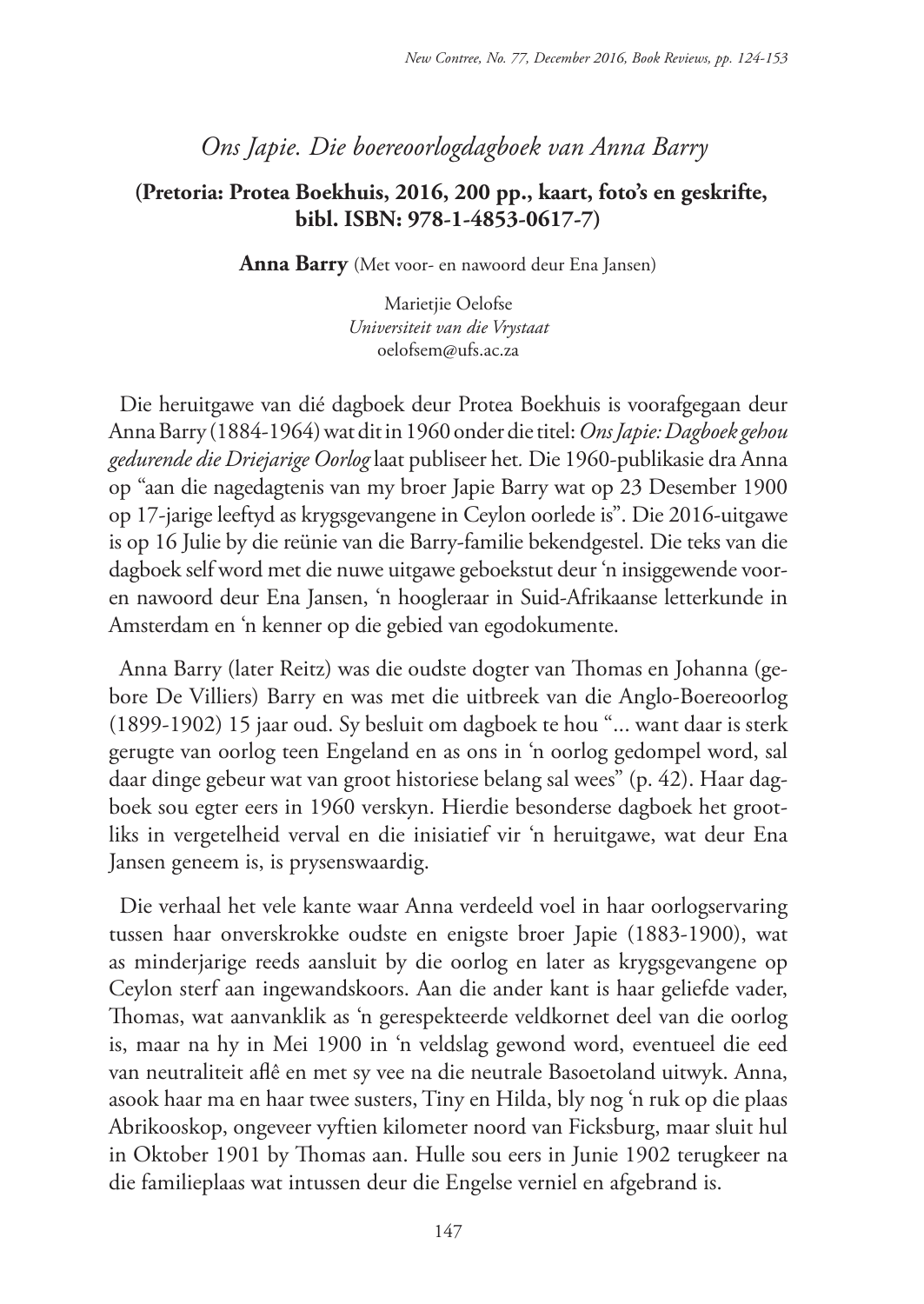## *Ons Japie. Die boereoorlogdagboek van Anna Barry*

**(Pretoria: Protea Boekhuis, 2016, 200 pp., kaart, foto's en geskrifte, bibl. ISBN: 978-1-4853-0617-7)**

**Anna Barry** (Met voor- en nawoord deur Ena Jansen)

Marietjie Oelofse
*Universiteit van die Vrystaat*
oelofsem@ufs.ac.za

Die heruitgawe van dié dagboek deur Protea Boekhuis is voorafgegaan deur Anna Barry (1884-1964) wat dit in 1960 onder die titel: *Ons Japie: Dagboek gehou gedurende die Driejarige Oorlog* laat publiseer het. Die 1960-publikasie dra Anna op "aan die nagedagtenis van my broer Japie Barry wat op 23 Desember 1900 op 17-jarige leeftyd as krygsgevangene in Ceylon oorlede is". Die 2016-uitgawe is op 16 Julie by die reünie van die Barry-familie bekendgestel. Die teks van die dagboek self word met die nuwe uitgawe geboekstut deur 'n insiggewende voor- en nawoord deur Ena Jansen, 'n hoogleraar in Suid-Afrikaanse letterkunde in Amsterdam en 'n kenner op die gebied van egodokumente.

Anna Barry (later Reitz) was die oudste dogter van Thomas en Johanna (gebore De Villiers) Barry en was met die uitbreek van die Anglo-Boereoorlog (1899-1902) 15 jaar oud. Sy besluit om dagboek te hou "... want daar is sterk gerugte van oorlog teen Engeland en as ons in 'n oorlog gedompel word, sal daar dinge gebeur wat van groot historiese belang sal wees" (p. 42). Haar dagboek sou egter eers in 1960 verskyn. Hierdie besonderse dagboek het grootliks in vergetelheid verval en die inisiatief vir 'n heruitgawe, wat deur Ena Jansen geneem is, is prysenswaardig.

Die verhaal het vele kante waar Anna verdeeld voel in haar oorlogservaring tussen haar onverskrokke oudste en enigste broer Japie (1883-1900), wat as minderjarige reeds aansluit by die oorlog en later as krygsgevangene op Ceylon sterf aan ingewandskoors. Aan die ander kant is haar geliefde vader, Thomas, wat aanvanklik as 'n gerespekteerde veldkornet deel van die oorlog is, maar na hy in Mei 1900 in 'n veldslag gewond word, eventueel die eed van neutraliteit aflê en met sy vee na die neutrale Basoetoland uitwyk. Anna, asook haar ma en haar twee susters, Tiny en Hilda, bly nog 'n ruk op die plaas Abrikooskop, ongeveer vyftien kilometer noord van Ficksburg, maar sluit hul in Oktober 1901 by Thomas aan. Hulle sou eers in Junie 1902 terugkeer na die familieplaas wat intussen deur die Engelse verniel en afgebrand is.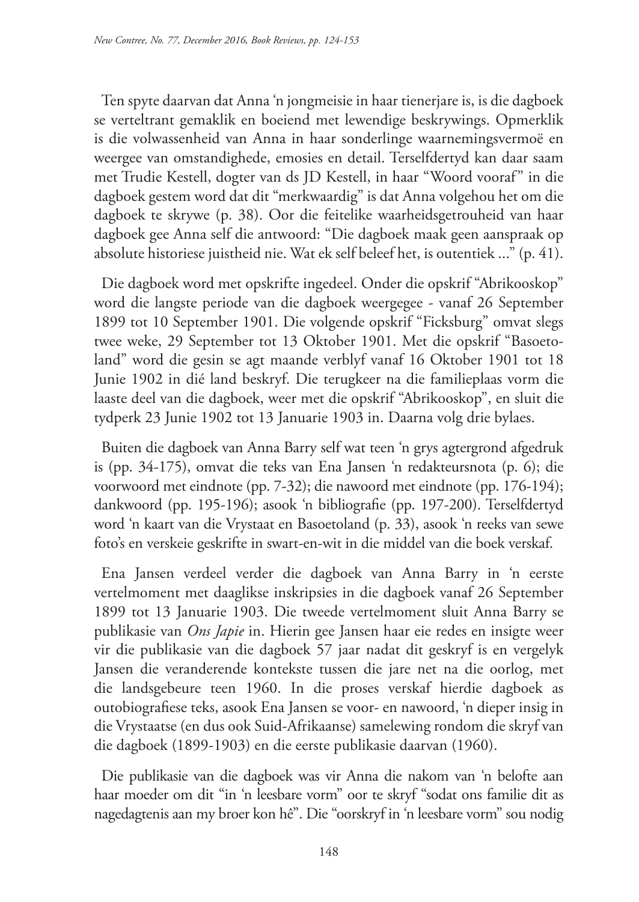Ten spyte daarvan dat Anna 'n jongmeisie in haar tienerjare is, is die dagboek se verteltrant gemaklik en boeiend met lewendige beskrywings. Opmerklik is die volwassenheid van Anna in haar sonderlinge waarnemingsvermoë en weergee van omstandighede, emosies en detail. Terselfdertyd kan daar saam met Trudie Kestell, dogter van ds JD Kestell, in haar "Woord vooraf" in die dagboek gestem word dat dit "merkwaardig" is dat Anna volgehou het om die dagboek te skrywe (p. 38). Oor die feitelike waarheidsgetrouheid van haar dagboek gee Anna self die antwoord: "Die dagboek maak geen aanspraak op absolute historiese juistheid nie. Wat ek self beleef het, is outentiek ..." (p. 41).

Die dagboek word met opskrifte ingedeel. Onder die opskrif "Abrikooskop" word die langste periode van die dagboek weergegee - vanaf 26 September 1899 tot 10 September 1901. Die volgende opskrif "Ficksburg" omvat slegs twee weke, 29 September tot 13 Oktober 1901. Met die opskrif "Basoetoland" word die gesin se agt maande verblyf vanaf 16 Oktober 1901 tot 18 Junie 1902 in dié land beskryf. Die terugkeer na die familieplaas vorm die laaste deel van die dagboek, weer met die opskrif "Abrikooskop", en sluit die tydperk 23 Junie 1902 tot 13 Januarie 1903 in. Daarna volg drie bylaes.

Buiten die dagboek van Anna Barry self wat teen 'n grys agtergrond afgedruk is (pp. 34-175), omvat die teks van Ena Jansen 'n redakteursnota (p. 6); die voorwoord met eindnote (pp. 7-32); die nawoord met eindnote (pp. 176-194); dankwoord (pp. 195-196); asook 'n bibliografie (pp. 197-200). Terselfdertyd word 'n kaart van die Vrystaat en Basoetoland (p. 33), asook 'n reeks van sewe foto's en verskeie geskrifte in swart-en-wit in die middel van die boek verskaf.

Ena Jansen verdeel verder die dagboek van Anna Barry in 'n eerste vertelmoment met daaglikse inskripsies in die dagboek vanaf 26 September 1899 tot 13 Januarie 1903. Die tweede vertelmoment sluit Anna Barry se publikasie van *Ons Japie* in. Hierin gee Jansen haar eie redes en insigte weer vir die publikasie van die dagboek 57 jaar nadat dit geskryf is en vergelyk Jansen die veranderende kontekste tussen die jare net na die oorlog, met die landsgebeure teen 1960. In die proses verskaf hierdie dagboek as outobiografiese teks, asook Ena Jansen se voor- en nawoord, 'n dieper insig in die Vrystaatse (en dus ook Suid-Afrikaanse) samelewing rondom die skryf van die dagboek (1899-1903) en die eerste publikasie daarvan (1960).

Die publikasie van die dagboek was vir Anna die nakom van 'n belofte aan haar moeder om dit "in 'n leesbare vorm" oor te skryf "sodat ons familie dit as nagedagtenis aan my broer kon hê". Die "oorskryf in 'n leesbare vorm" sou nodig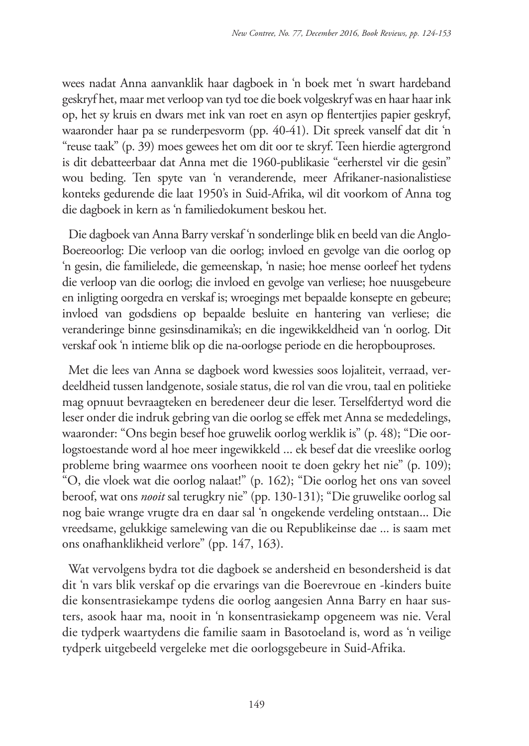wees nadat Anna aanvanklik haar dagboek in 'n boek met 'n swart hardeband geskryf het, maar met verloop van tyd toe die boek volgeskryf was en haar haar ink op, het sy kruis en dwars met ink van roet en asyn op flentertjies papier geskryf, waaronder haar pa se runderpesvorm (pp. 40-41). Dit spreek vanself dat dit 'n "reuse taak" (p. 39) moes gewees het om dit oor te skryf. Teen hierdie agtergrond is dit debatteerbaar dat Anna met die 1960-publikasie "eerherstel vir die gesin" wou beding. Ten spyte van 'n veranderende, meer Afrikaner-nasionalistiese konteks gedurende die laat 1950's in Suid-Afrika, wil dit voorkom of Anna tog die dagboek in kern as 'n familiedokument beskou het.

Die dagboek van Anna Barry verskaf 'n sonderlinge blik en beeld van die Anglo-Boereoorlog: Die verloop van die oorlog; invloed en gevolge van die oorlog op 'n gesin, die familielede, die gemeenskap, 'n nasie; hoe mense oorleef het tydens die verloop van die oorlog; die invloed en gevolge van verliese; hoe nuusgebeure en inligting oorgedra en verskaf is; wroegings met bepaalde konsepte en gebeure; invloed van godsdiens op bepaalde besluite en hantering van verliese; die veranderinge binne gesinsdinamika's; en die ingewikkeldheid van 'n oorlog. Dit verskaf ook 'n intieme blik op die na-oorlogse periode en die heropbouproses.

Met die lees van Anna se dagboek word kwessies soos lojaliteit, verraad, verdeeldheid tussen landgenote, sosiale status, die rol van die vrou, taal en politieke mag opnuut bevraagteken en beredeneer deur die leser. Terselfdertyd word die leser onder die indruk gebring van die oorlog se effek met Anna se mededelings, waaronder: "Ons begin besef hoe gruwelik oorlog werklik is" (p. 48); "Die oorlogstoestande word al hoe meer ingewikkeld ... ek besef dat die vreeslike oorlog probleme bring waarmee ons voorheen nooit te doen gekry het nie" (p. 109); "O, die vloek wat die oorlog nalaat!" (p. 162); "Die oorlog het ons van soveel beroof, wat ons *nooit* sal terugkry nie" (pp. 130-131); "Die gruwelike oorlog sal nog baie wrange vrugte dra en daar sal 'n ongekende verdeling ontstaan... Die vreedsame, gelukkige samelewing van die ou Republikeinse dae ... is saam met ons onafhanklikheid verlore" (pp. 147, 163).

Wat vervolgens bydra tot die dagboek se andersheid en besondersheid is dat dit 'n vars blik verskaf op die ervarings van die Boerevroue en -kinders buite die konsentrasiekampe tydens die oorlog aangesien Anna Barry en haar susters, asook haar ma, nooit in 'n konsentrasiekamp opgeneem was nie. Veral die tydperk waartydens die familie saam in Basotoeland is, word as 'n veilige tydperk uitgebeeld vergeleke met die oorlogsgebeure in Suid-Afrika.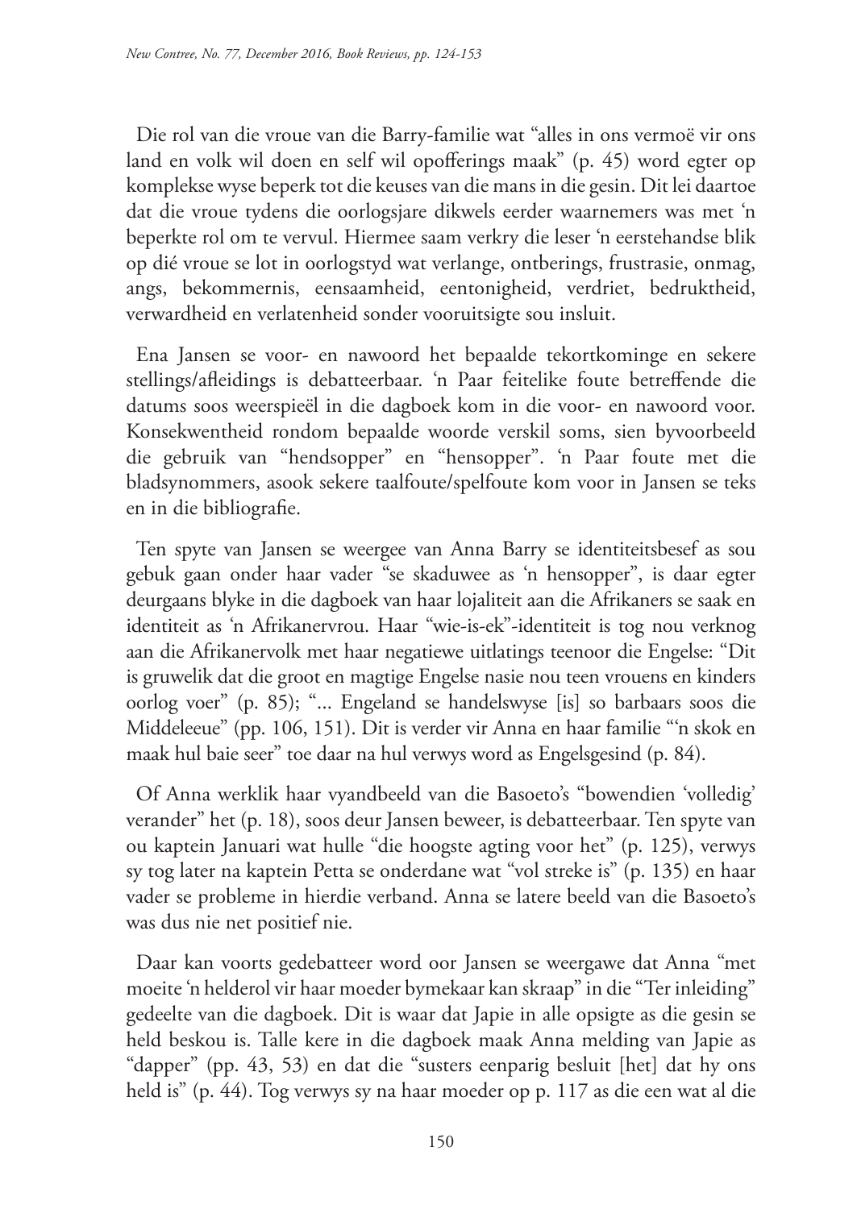Die rol van die vroue van die Barry-familie wat "alles in ons vermoë vir ons land en volk wil doen en self wil opofferings maak" (p. 45) word egter op komplekse wyse beperk tot die keuses van die mans in die gesin. Dit lei daartoe dat die vroue tydens die oorlogsjare dikwels eerder waarnemers was met 'n beperkte rol om te vervul. Hiermee saam verkry die leser 'n eerstehandse blik op dié vroue se lot in oorlogstyd wat verlange, ontberings, frustrasie, onmag, angs, bekommernis, eensaamheid, eentonigheid, verdriet, bedruktheid, verwardheid en verlatenheid sonder vooruitsigte sou insluit.

Ena Jansen se voor- en nawoord het bepaalde tekortkominge en sekere stellings/afleidings is debatteerbaar. 'n Paar feitelike foute betreffende die datums soos weerspieël in die dagboek kom in die voor- en nawoord voor. Konsekwentheid rondom bepaalde woorde verskil soms, sien byvoorbeeld die gebruik van "hendsopper" en "hensopper". 'n Paar foute met die bladsynommers, asook sekere taalfoute/spelfoute kom voor in Jansen se teks en in die bibliografie.

Ten spyte van Jansen se weergee van Anna Barry se identiteitsbesef as sou gebuk gaan onder haar vader "se skaduwee as 'n hensopper", is daar egter deurgaans blyke in die dagboek van haar lojaliteit aan die Afrikaners se saak en identiteit as 'n Afrikanervrou. Haar "wie-is-ek"-identiteit is tog nou verknog aan die Afrikanervolk met haar negatiewe uitlatings teenoor die Engelse: "Dit is gruwelik dat die groot en magtige Engelse nasie nou teen vrouens en kinders oorlog voer" (p. 85); "... Engeland se handelswyse [is] so barbaars soos die Middeleeue" (pp. 106, 151). Dit is verder vir Anna en haar familie "'n skok en maak hul baie seer" toe daar na hul verwys word as Engelsgesind (p. 84).

Of Anna werklik haar vyandbeeld van die Basoeto's "bowendien 'volledig' verander" het (p. 18), soos deur Jansen beweer, is debatteerbaar. Ten spyte van ou kaptein Januari wat hulle "die hoogste agting voor het" (p. 125), verwys sy tog later na kaptein Petta se onderdane wat "vol streke is" (p. 135) en haar vader se probleme in hierdie verband. Anna se latere beeld van die Basoeto's was dus nie net positief nie.

Daar kan voorts gedebatteer word oor Jansen se weergawe dat Anna "met moeite 'n helderol vir haar moeder bymekaar kan skraap" in die "Ter inleiding" gedeelte van die dagboek. Dit is waar dat Japie in alle opsigte as die gesin se held beskou is. Talle kere in die dagboek maak Anna melding van Japie as "dapper" (pp. 43, 53) en dat die "susters eenparig besluit [het] dat hy ons held is" (p. 44). Tog verwys sy na haar moeder op p. 117 as die een wat al die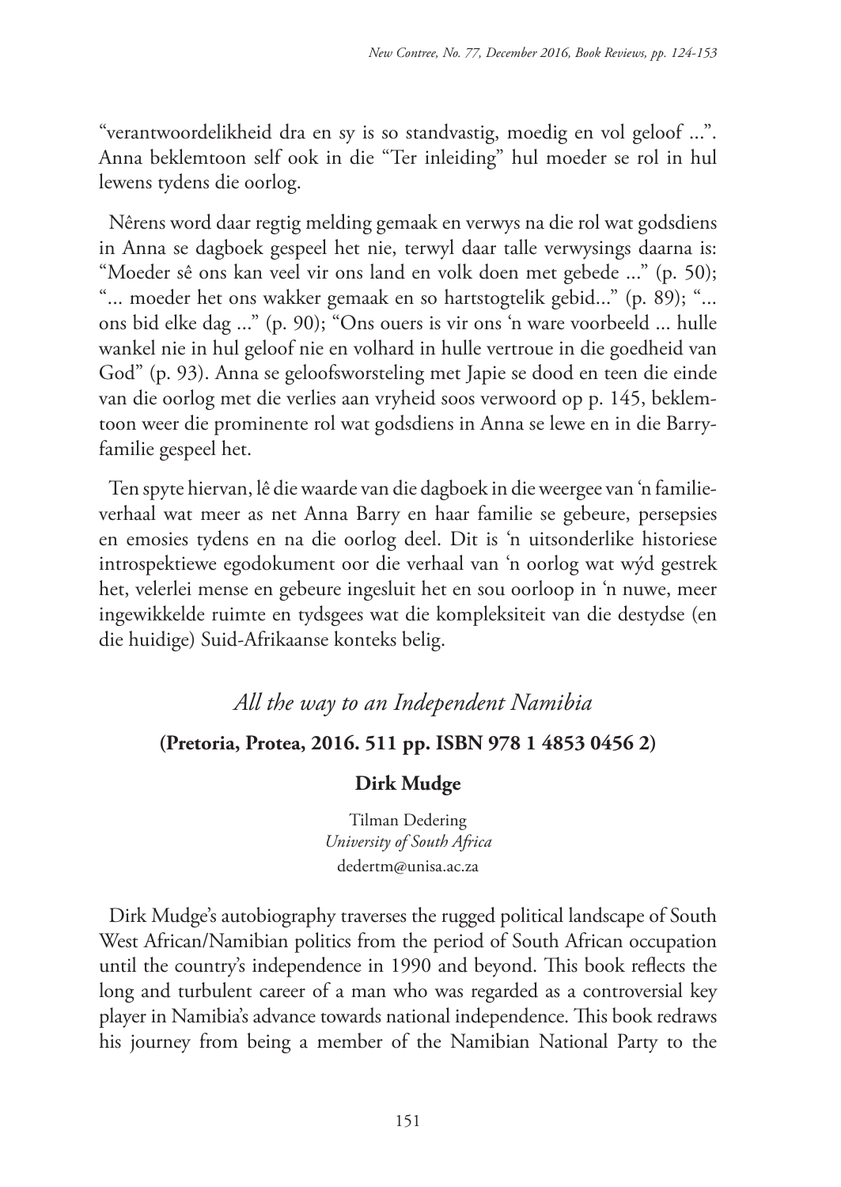"verantwoordelikheid dra en sy is so standvastig, moedig en vol geloof ...". Anna beklemtoon self ook in die "Ter inleiding" hul moeder se rol in hul lewens tydens die oorlog.

Nêrens word daar regtig melding gemaak en verwys na die rol wat godsdiens in Anna se dagboek gespeel het nie, terwyl daar talle verwysings daarna is: "Moeder sê ons kan veel vir ons land en volk doen met gebede ..." (p. 50); "... moeder het ons wakker gemaak en so hartstogtelik gebid..." (p. 89); "... ons bid elke dag ..." (p. 90); "Ons ouers is vir ons 'n ware voorbeeld ... hulle wankel nie in hul geloof nie en volhard in hulle vertroue in die goedheid van God" (p. 93). Anna se geloofsworsteling met Japie se dood en teen die einde van die oorlog met die verlies aan vryheid soos verwoord op p. 145, beklemtoon weer die prominente rol wat godsdiens in Anna se lewe en in die Barry-familie gespeel het.

Ten spyte hiervan, lê die waarde van die dagboek in die weergee van 'n familieverhaal wat meer as net Anna Barry en haar familie se gebeure, persepsies en emosies tydens en na die oorlog deel. Dit is 'n uitsonderlike historiese introspektiewe egodokument oor die verhaal van 'n oorlog wat wýd gestrek het, velerlei mense en gebeure ingesluit het en sou oorloop in 'n nuwe, meer ingewikkelde ruimte en tydsgees wat die kompleksiteit van die destydse (en die huidige) Suid-Afrikaanse konteks belig.

## *All the way to an Independent Namibia*

**(Pretoria, Protea, 2016. 511 pp. ISBN 978 1 4853 0456 2)**

**Dirk Mudge**

Tilman Dedering
*University of South Africa*
dedertm@unisa.ac.za

Dirk Mudge's autobiography traverses the rugged political landscape of South West African/Namibian politics from the period of South African occupation until the country's independence in 1990 and beyond. This book reflects the long and turbulent career of a man who was regarded as a controversial key player in Namibia's advance towards national independence. This book redraws his journey from being a member of the Namibian National Party to the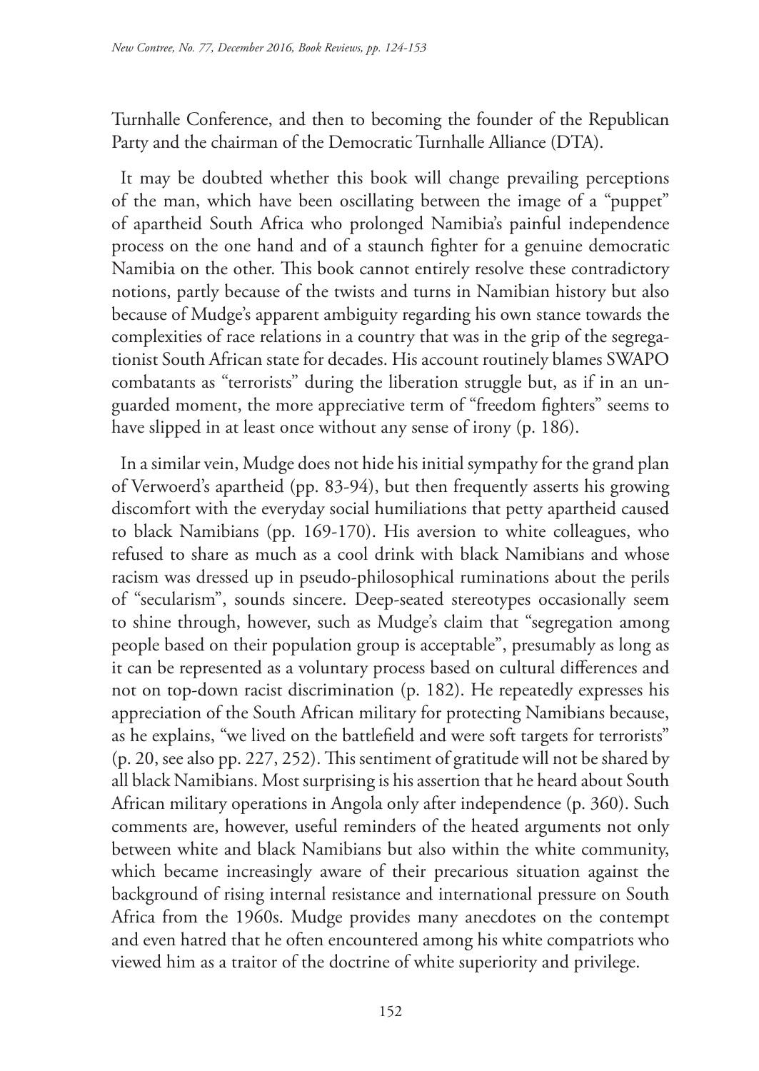Turnhalle Conference, and then to becoming the founder of the Republican Party and the chairman of the Democratic Turnhalle Alliance (DTA).

It may be doubted whether this book will change prevailing perceptions of the man, which have been oscillating between the image of a "puppet" of apartheid South Africa who prolonged Namibia's painful independence process on the one hand and of a staunch fighter for a genuine democratic Namibia on the other. This book cannot entirely resolve these contradictory notions, partly because of the twists and turns in Namibian history but also because of Mudge's apparent ambiguity regarding his own stance towards the complexities of race relations in a country that was in the grip of the segregationist South African state for decades. His account routinely blames SWAPO combatants as "terrorists" during the liberation struggle but, as if in an unguarded moment, the more appreciative term of "freedom fighters" seems to have slipped in at least once without any sense of irony (p. 186).

In a similar vein, Mudge does not hide his initial sympathy for the grand plan of Verwoerd's apartheid (pp. 83-94), but then frequently asserts his growing discomfort with the everyday social humiliations that petty apartheid caused to black Namibians (pp. 169-170). His aversion to white colleagues, who refused to share as much as a cool drink with black Namibians and whose racism was dressed up in pseudo-philosophical ruminations about the perils of "secularism", sounds sincere. Deep-seated stereotypes occasionally seem to shine through, however, such as Mudge's claim that "segregation among people based on their population group is acceptable", presumably as long as it can be represented as a voluntary process based on cultural differences and not on top-down racist discrimination (p. 182). He repeatedly expresses his appreciation of the South African military for protecting Namibians because, as he explains, "we lived on the battlefield and were soft targets for terrorists" (p. 20, see also pp. 227, 252). This sentiment of gratitude will not be shared by all black Namibians. Most surprising is his assertion that he heard about South African military operations in Angola only after independence (p. 360). Such comments are, however, useful reminders of the heated arguments not only between white and black Namibians but also within the white community, which became increasingly aware of their precarious situation against the background of rising internal resistance and international pressure on South Africa from the 1960s. Mudge provides many anecdotes on the contempt and even hatred that he often encountered among his white compatriots who viewed him as a traitor of the doctrine of white superiority and privilege.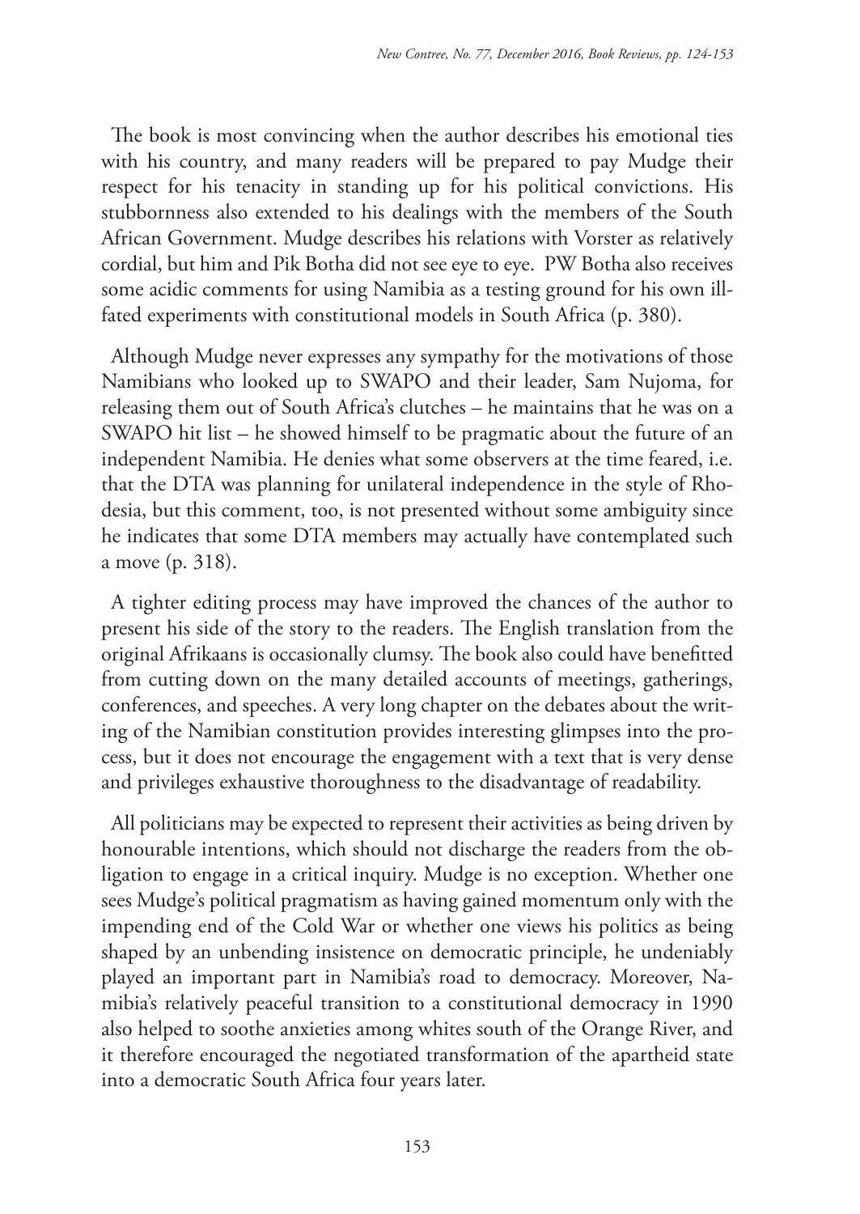The book is most convincing when the author describes his emotional ties with his country, and many readers will be prepared to pay Mudge their respect for his tenacity in standing up for his political convictions. His stubbornness also extended to his dealings with the members of the South African Government. Mudge describes his relations with Vorster as relatively cordial, but him and Pik Botha did not see eye to eye. PW Botha also receives some acidic comments for using Namibia as a testing ground for his own ill-fated experiments with constitutional models in South Africa (p. 380).

Although Mudge never expresses any sympathy for the motivations of those Namibians who looked up to SWAPO and their leader, Sam Nujoma, for releasing them out of South Africa's clutches – he maintains that he was on a SWAPO hit list – he showed himself to be pragmatic about the future of an independent Namibia. He denies what some observers at the time feared, i.e. that the DTA was planning for unilateral independence in the style of Rhodesia, but this comment, too, is not presented without some ambiguity since he indicates that some DTA members may actually have contemplated such a move (p. 318).

A tighter editing process may have improved the chances of the author to present his side of the story to the readers. The English translation from the original Afrikaans is occasionally clumsy. The book also could have benefitted from cutting down on the many detailed accounts of meetings, gatherings, conferences, and speeches. A very long chapter on the debates about the writing of the Namibian constitution provides interesting glimpses into the process, but it does not encourage the engagement with a text that is very dense and privileges exhaustive thoroughness to the disadvantage of readability.

All politicians may be expected to represent their activities as being driven by honourable intentions, which should not discharge the readers from the obligation to engage in a critical inquiry. Mudge is no exception. Whether one sees Mudge's political pragmatism as having gained momentum only with the impending end of the Cold War or whether one views his politics as being shaped by an unbending insistence on democratic principle, he undeniably played an important part in Namibia's road to democracy. Moreover, Namibia's relatively peaceful transition to a constitutional democracy in 1990 also helped to soothe anxieties among whites south of the Orange River, and it therefore encouraged the negotiated transformation of the apartheid state into a democratic South Africa four years later.